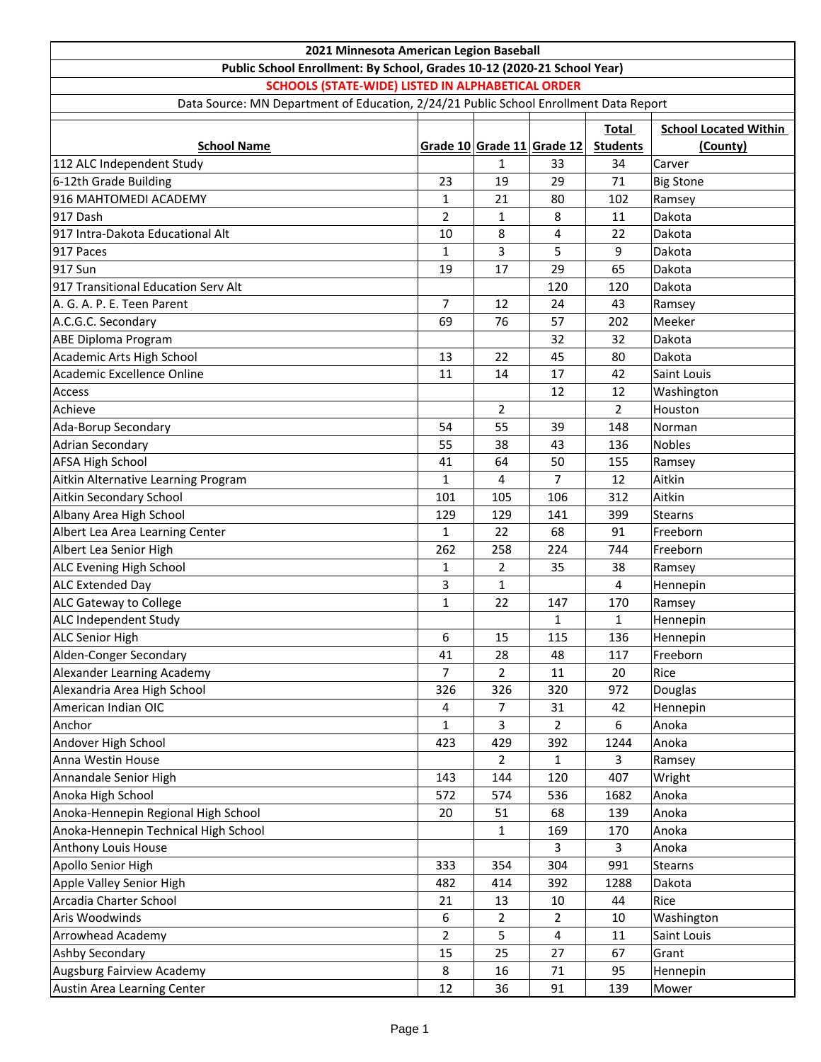# 2021 Minnesota American Legion Baseball

## Public School Enrollment: By School, Grades 10-12 (2020-21 School Year)

**SCHOOLS (STATE-WIDE) LISTED IN ALPHABETICAL ORDER**

Data Source: MN Department of Education, 2/24/21 Public School Enrollment Data Report

| School Name | Grade 10 | Grade 11 | Grade 12 | Total Students | School Located Within (County) |
|---|---|---|---|---|---|
| 112 ALC Independent Study | | 1 | 33 | 34 | Carver |
| 6-12th Grade Building | 23 | 19 | 29 | 71 | Big Stone |
| 916 MAHTOMEDI ACADEMY | 1 | 21 | 80 | 102 | Ramsey |
| 917 Dash | 2 | 1 | 8 | 11 | Dakota |
| 917 Intra-Dakota Educational Alt | 10 | 8 | 4 | 22 | Dakota |
| 917 Paces | 1 | 3 | 5 | 9 | Dakota |
| 917 Sun | 19 | 17 | 29 | 65 | Dakota |
| 917 Transitional Education Serv Alt | | | 120 | 120 | Dakota |
| A. G. A. P. E. Teen Parent | 7 | 12 | 24 | 43 | Ramsey |
| A.C.G.C. Secondary | 69 | 76 | 57 | 202 | Meeker |
| ABE Diploma Program | | | 32 | 32 | Dakota |
| Academic Arts High School | 13 | 22 | 45 | 80 | Dakota |
| Academic Excellence Online | 11 | 14 | 17 | 42 | Saint Louis |
| Access | | | 12 | 12 | Washington |
| Achieve | | 2 | | 2 | Houston |
| Ada-Borup Secondary | 54 | 55 | 39 | 148 | Norman |
| Adrian Secondary | 55 | 38 | 43 | 136 | Nobles |
| AFSA High School | 41 | 64 | 50 | 155 | Ramsey |
| Aitkin Alternative Learning Program | 1 | 4 | 7 | 12 | Aitkin |
| Aitkin Secondary School | 101 | 105 | 106 | 312 | Aitkin |
| Albany Area High School | 129 | 129 | 141 | 399 | Stearns |
| Albert Lea Area Learning Center | 1 | 22 | 68 | 91 | Freeborn |
| Albert Lea Senior High | 262 | 258 | 224 | 744 | Freeborn |
| ALC Evening High School | 1 | 2 | 35 | 38 | Ramsey |
| ALC Extended Day | 3 | 1 | | 4 | Hennepin |
| ALC Gateway to College | 1 | 22 | 147 | 170 | Ramsey |
| ALC Independent Study | | | 1 | 1 | Hennepin |
| ALC Senior High | 6 | 15 | 115 | 136 | Hennepin |
| Alden-Conger Secondary | 41 | 28 | 48 | 117 | Freeborn |
| Alexander Learning Academy | 7 | 2 | 11 | 20 | Rice |
| Alexandria Area High School | 326 | 326 | 320 | 972 | Douglas |
| American Indian OIC | 4 | 7 | 31 | 42 | Hennepin |
| Anchor | 1 | 3 | 2 | 6 | Anoka |
| Andover High School | 423 | 429 | 392 | 1244 | Anoka |
| Anna Westin House | | 2 | 1 | 3 | Ramsey |
| Annandale Senior High | 143 | 144 | 120 | 407 | Wright |
| Anoka High School | 572 | 574 | 536 | 1682 | Anoka |
| Anoka-Hennepin Regional High School | 20 | 51 | 68 | 139 | Anoka |
| Anoka-Hennepin Technical High School | | 1 | 169 | 170 | Anoka |
| Anthony Louis House | | | 3 | 3 | Anoka |
| Apollo Senior High | 333 | 354 | 304 | 991 | Stearns |
| Apple Valley Senior High | 482 | 414 | 392 | 1288 | Dakota |
| Arcadia Charter School | 21 | 13 | 10 | 44 | Rice |
| Aris Woodwinds | 6 | 2 | 2 | 10 | Washington |
| Arrowhead Academy | 2 | 5 | 4 | 11 | Saint Louis |
| Ashby Secondary | 15 | 25 | 27 | 67 | Grant |
| Augsburg Fairview Academy | 8 | 16 | 71 | 95 | Hennepin |
| Austin Area Learning Center | 12 | 36 | 91 | 139 | Mower |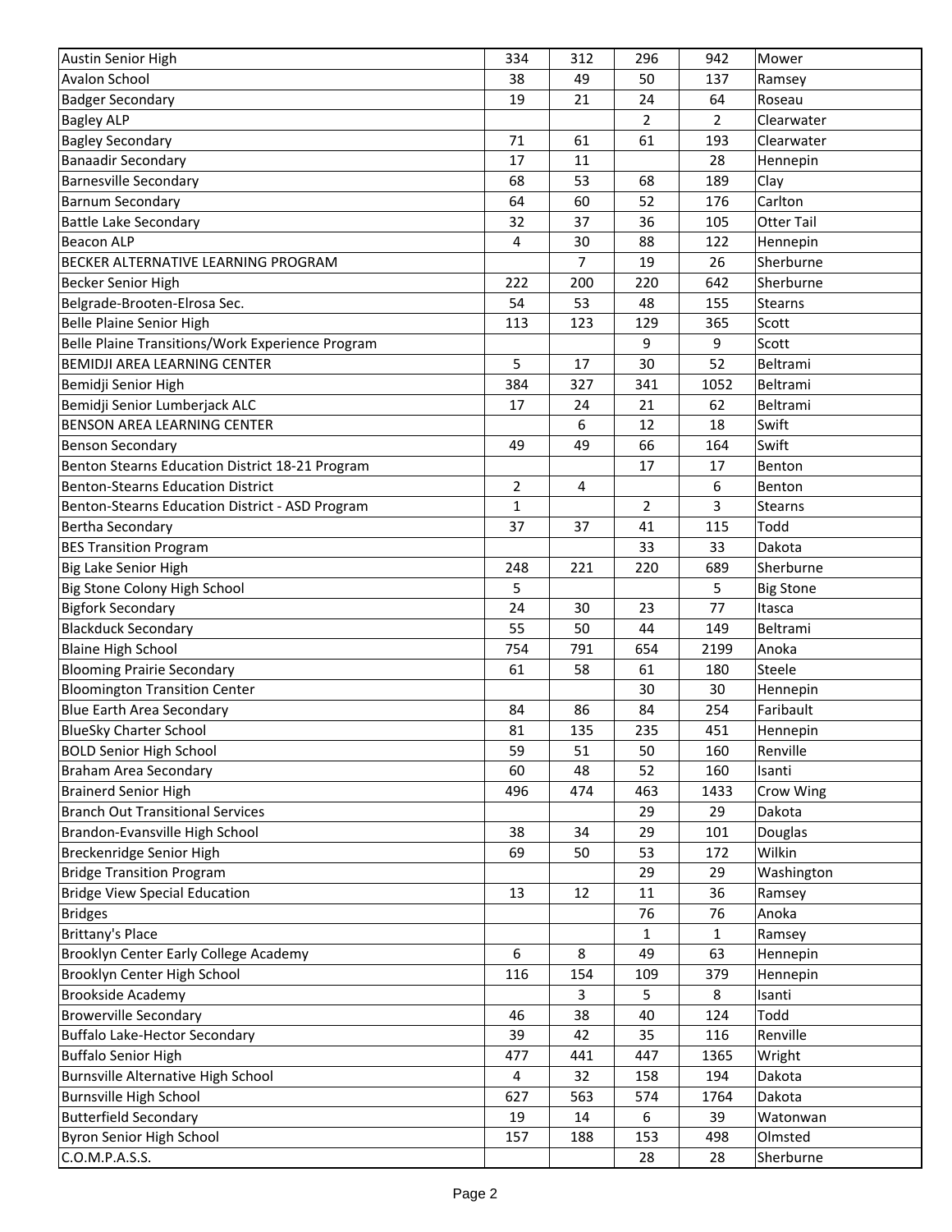| | | | | | |
|---|---|---|---|---|---|
| Austin Senior High | 334 | 312 | 296 | 942 | Mower |
| Avalon School | 38 | 49 | 50 | 137 | Ramsey |
| Badger Secondary | 19 | 21 | 24 | 64 | Roseau |
| Bagley ALP | | | 2 | 2 | Clearwater |
| Bagley Secondary | 71 | 61 | 61 | 193 | Clearwater |
| Banaadir Secondary | 17 | 11 | | 28 | Hennepin |
| Barnesville Secondary | 68 | 53 | 68 | 189 | Clay |
| Barnum Secondary | 64 | 60 | 52 | 176 | Carlton |
| Battle Lake Secondary | 32 | 37 | 36 | 105 | Otter Tail |
| Beacon ALP | 4 | 30 | 88 | 122 | Hennepin |
| BECKER ALTERNATIVE LEARNING PROGRAM | | 7 | 19 | 26 | Sherburne |
| Becker Senior High | 222 | 200 | 220 | 642 | Sherburne |
| Belgrade-Brooten-Elrosa Sec. | 54 | 53 | 48 | 155 | Stearns |
| Belle Plaine Senior High | 113 | 123 | 129 | 365 | Scott |
| Belle Plaine Transitions/Work Experience Program | | | 9 | 9 | Scott |
| BEMIDJI AREA LEARNING CENTER | 5 | 17 | 30 | 52 | Beltrami |
| Bemidji Senior High | 384 | 327 | 341 | 1052 | Beltrami |
| Bemidji Senior Lumberjack ALC | 17 | 24 | 21 | 62 | Beltrami |
| BENSON AREA LEARNING CENTER | | 6 | 12 | 18 | Swift |
| Benson Secondary | 49 | 49 | 66 | 164 | Swift |
| Benton Stearns Education District 18-21 Program | | | 17 | 17 | Benton |
| Benton-Stearns Education District | 2 | 4 | | 6 | Benton |
| Benton-Stearns Education District - ASD Program | 1 | | 2 | 3 | Stearns |
| Bertha Secondary | 37 | 37 | 41 | 115 | Todd |
| BES Transition Program | | | 33 | 33 | Dakota |
| Big Lake Senior High | 248 | 221 | 220 | 689 | Sherburne |
| Big Stone Colony High School | 5 | | | 5 | Big Stone |
| Bigfork Secondary | 24 | 30 | 23 | 77 | Itasca |
| Blackduck Secondary | 55 | 50 | 44 | 149 | Beltrami |
| Blaine High School | 754 | 791 | 654 | 2199 | Anoka |
| Blooming Prairie Secondary | 61 | 58 | 61 | 180 | Steele |
| Bloomington Transition Center | | | 30 | 30 | Hennepin |
| Blue Earth Area Secondary | 84 | 86 | 84 | 254 | Faribault |
| BlueSky Charter School | 81 | 135 | 235 | 451 | Hennepin |
| BOLD Senior High School | 59 | 51 | 50 | 160 | Renville |
| Braham Area Secondary | 60 | 48 | 52 | 160 | Isanti |
| Brainerd Senior High | 496 | 474 | 463 | 1433 | Crow Wing |
| Branch Out Transitional Services | | | 29 | 29 | Dakota |
| Brandon-Evansville High School | 38 | 34 | 29 | 101 | Douglas |
| Breckenridge Senior High | 69 | 50 | 53 | 172 | Wilkin |
| Bridge Transition Program | | | 29 | 29 | Washington |
| Bridge View Special Education | 13 | 12 | 11 | 36 | Ramsey |
| Bridges | | | 76 | 76 | Anoka |
| Brittany's Place | | | 1 | 1 | Ramsey |
| Brooklyn Center Early College Academy | 6 | 8 | 49 | 63 | Hennepin |
| Brooklyn Center High School | 116 | 154 | 109 | 379 | Hennepin |
| Brookside Academy | | 3 | 5 | 8 | Isanti |
| Browerville Secondary | 46 | 38 | 40 | 124 | Todd |
| Buffalo Lake-Hector Secondary | 39 | 42 | 35 | 116 | Renville |
| Buffalo Senior High | 477 | 441 | 447 | 1365 | Wright |
| Burnsville Alternative High School | 4 | 32 | 158 | 194 | Dakota |
| Burnsville High School | 627 | 563 | 574 | 1764 | Dakota |
| Butterfield Secondary | 19 | 14 | 6 | 39 | Watonwan |
| Byron Senior High School | 157 | 188 | 153 | 498 | Olmsted |
| C.O.M.P.A.S.S. | | | 28 | 28 | Sherburne |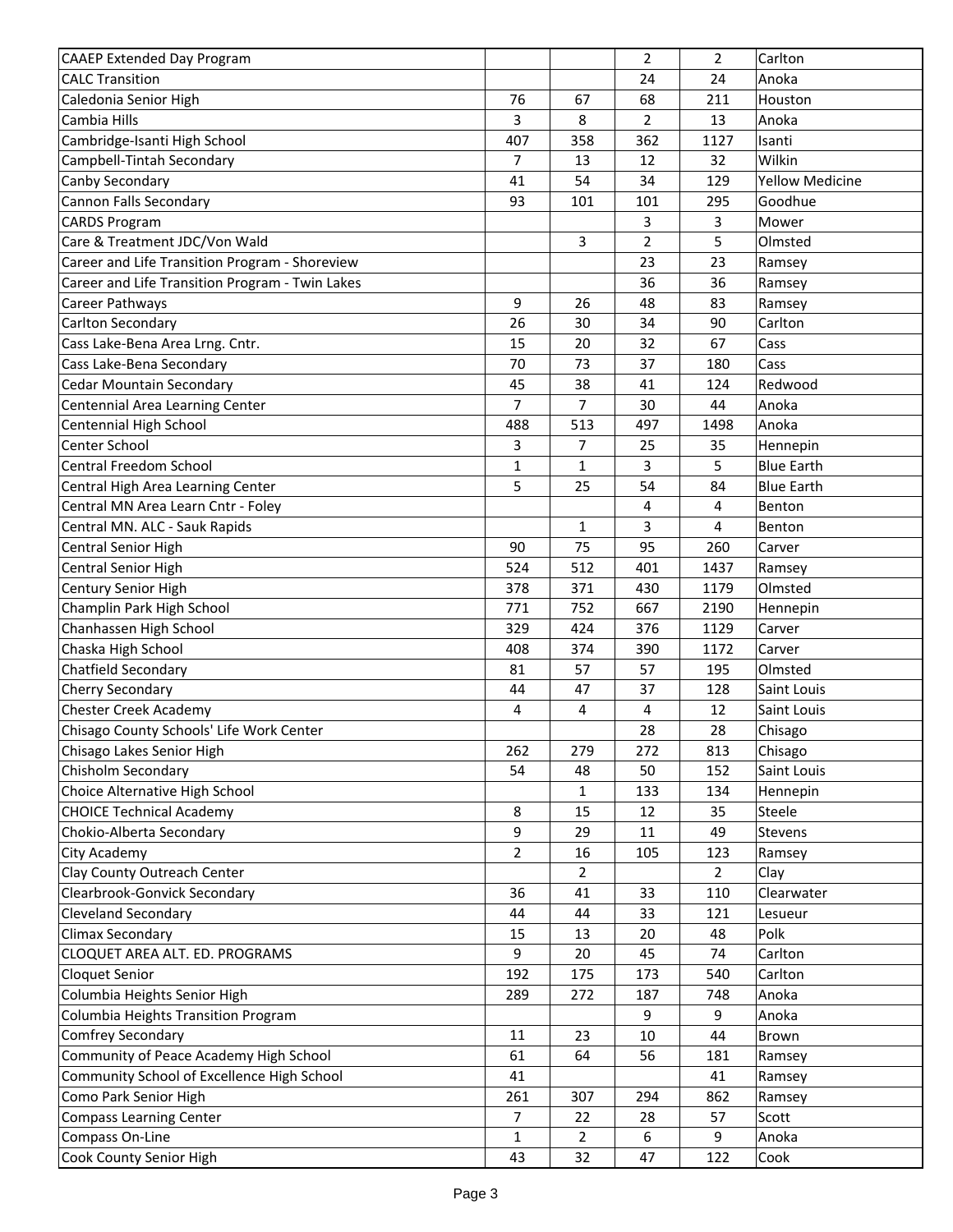| | | | | | |
|---|---|---|---|---|---|
| CAAEP Extended Day Program | | | 2 | 2 | Carlton |
| CALC Transition | | | 24 | 24 | Anoka |
| Caledonia Senior High | 76 | 67 | 68 | 211 | Houston |
| Cambia Hills | 3 | 8 | 2 | 13 | Anoka |
| Cambridge-Isanti High School | 407 | 358 | 362 | 1127 | Isanti |
| Campbell-Tintah Secondary | 7 | 13 | 12 | 32 | Wilkin |
| Canby Secondary | 41 | 54 | 34 | 129 | Yellow Medicine |
| Cannon Falls Secondary | 93 | 101 | 101 | 295 | Goodhue |
| CARDS Program | | | 3 | 3 | Mower |
| Care & Treatment JDC/Von Wald | | 3 | 2 | 5 | Olmsted |
| Career and Life Transition Program - Shoreview | | | 23 | 23 | Ramsey |
| Career and Life Transition Program - Twin Lakes | | | 36 | 36 | Ramsey |
| Career Pathways | 9 | 26 | 48 | 83 | Ramsey |
| Carlton Secondary | 26 | 30 | 34 | 90 | Carlton |
| Cass Lake-Bena Area Lrng. Cntr. | 15 | 20 | 32 | 67 | Cass |
| Cass Lake-Bena Secondary | 70 | 73 | 37 | 180 | Cass |
| Cedar Mountain Secondary | 45 | 38 | 41 | 124 | Redwood |
| Centennial Area Learning Center | 7 | 7 | 30 | 44 | Anoka |
| Centennial High School | 488 | 513 | 497 | 1498 | Anoka |
| Center School | 3 | 7 | 25 | 35 | Hennepin |
| Central Freedom School | 1 | 1 | 3 | 5 | Blue Earth |
| Central High Area Learning Center | 5 | 25 | 54 | 84 | Blue Earth |
| Central MN Area Learn Cntr - Foley | | | 4 | 4 | Benton |
| Central MN. ALC - Sauk Rapids | | 1 | 3 | 4 | Benton |
| Central Senior High | 90 | 75 | 95 | 260 | Carver |
| Central Senior High | 524 | 512 | 401 | 1437 | Ramsey |
| Century Senior High | 378 | 371 | 430 | 1179 | Olmsted |
| Champlin Park High School | 771 | 752 | 667 | 2190 | Hennepin |
| Chanhassen High School | 329 | 424 | 376 | 1129 | Carver |
| Chaska High School | 408 | 374 | 390 | 1172 | Carver |
| Chatfield Secondary | 81 | 57 | 57 | 195 | Olmsted |
| Cherry Secondary | 44 | 47 | 37 | 128 | Saint Louis |
| Chester Creek Academy | 4 | 4 | 4 | 12 | Saint Louis |
| Chisago County Schools' Life Work Center | | | 28 | 28 | Chisago |
| Chisago Lakes Senior High | 262 | 279 | 272 | 813 | Chisago |
| Chisholm Secondary | 54 | 48 | 50 | 152 | Saint Louis |
| Choice Alternative High School | | 1 | 133 | 134 | Hennepin |
| CHOICE Technical Academy | 8 | 15 | 12 | 35 | Steele |
| Chokio-Alberta Secondary | 9 | 29 | 11 | 49 | Stevens |
| City Academy | 2 | 16 | 105 | 123 | Ramsey |
| Clay County Outreach Center | | 2 | | 2 | Clay |
| Clearbrook-Gonvick Secondary | 36 | 41 | 33 | 110 | Clearwater |
| Cleveland Secondary | 44 | 44 | 33 | 121 | Lesueur |
| Climax Secondary | 15 | 13 | 20 | 48 | Polk |
| CLOQUET AREA ALT. ED. PROGRAMS | 9 | 20 | 45 | 74 | Carlton |
| Cloquet Senior | 192 | 175 | 173 | 540 | Carlton |
| Columbia Heights Senior High | 289 | 272 | 187 | 748 | Anoka |
| Columbia Heights Transition Program | | | 9 | 9 | Anoka |
| Comfrey Secondary | 11 | 23 | 10 | 44 | Brown |
| Community of Peace Academy High School | 61 | 64 | 56 | 181 | Ramsey |
| Community School of Excellence High School | 41 | | | 41 | Ramsey |
| Como Park Senior High | 261 | 307 | 294 | 862 | Ramsey |
| Compass Learning Center | 7 | 22 | 28 | 57 | Scott |
| Compass On-Line | 1 | 2 | 6 | 9 | Anoka |
| Cook County Senior High | 43 | 32 | 47 | 122 | Cook |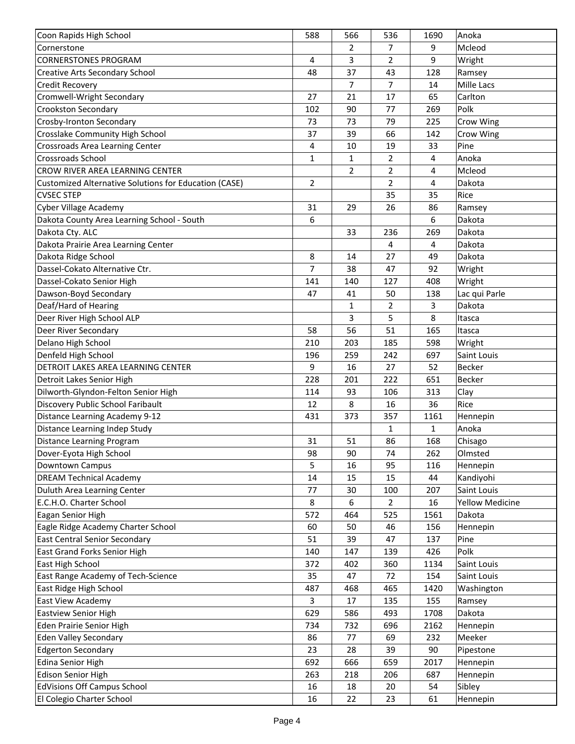| | | | | | |
|---|---|---|---|---|---|
| Coon Rapids High School | 588 | 566 | 536 | 1690 | Anoka |
| Cornerstone | | 2 | 7 | 9 | Mcleod |
| CORNERSTONES PROGRAM | 4 | 3 | 2 | 9 | Wright |
| Creative Arts Secondary School | 48 | 37 | 43 | 128 | Ramsey |
| Credit Recovery | | 7 | 7 | 14 | Mille Lacs |
| Cromwell-Wright Secondary | 27 | 21 | 17 | 65 | Carlton |
| Crookston Secondary | 102 | 90 | 77 | 269 | Polk |
| Crosby-Ironton Secondary | 73 | 73 | 79 | 225 | Crow Wing |
| Crosslake Community High School | 37 | 39 | 66 | 142 | Crow Wing |
| Crossroads Area Learning Center | 4 | 10 | 19 | 33 | Pine |
| Crossroads School | 1 | 1 | 2 | 4 | Anoka |
| CROW RIVER AREA LEARNING CENTER | | 2 | 2 | 4 | Mcleod |
| Customized Alternative Solutions for Education (CASE) | 2 | | 2 | 4 | Dakota |
| CVSEC STEP | | | 35 | 35 | Rice |
| Cyber Village Academy | 31 | 29 | 26 | 86 | Ramsey |
| Dakota County Area Learning School - South | 6 | | | 6 | Dakota |
| Dakota Cty. ALC | | 33 | 236 | 269 | Dakota |
| Dakota Prairie Area Learning Center | | | 4 | 4 | Dakota |
| Dakota Ridge School | 8 | 14 | 27 | 49 | Dakota |
| Dassel-Cokato Alternative Ctr. | 7 | 38 | 47 | 92 | Wright |
| Dassel-Cokato Senior High | 141 | 140 | 127 | 408 | Wright |
| Dawson-Boyd Secondary | 47 | 41 | 50 | 138 | Lac qui Parle |
| Deaf/Hard of Hearing | | 1 | 2 | 3 | Dakota |
| Deer River High School ALP | | 3 | 5 | 8 | Itasca |
| Deer River Secondary | 58 | 56 | 51 | 165 | Itasca |
| Delano High School | 210 | 203 | 185 | 598 | Wright |
| Denfeld High School | 196 | 259 | 242 | 697 | Saint Louis |
| DETROIT LAKES AREA LEARNING CENTER | 9 | 16 | 27 | 52 | Becker |
| Detroit Lakes Senior High | 228 | 201 | 222 | 651 | Becker |
| Dilworth-Glyndon-Felton Senior High | 114 | 93 | 106 | 313 | Clay |
| Discovery Public School Faribault | 12 | 8 | 16 | 36 | Rice |
| Distance Learning Academy 9-12 | 431 | 373 | 357 | 1161 | Hennepin |
| Distance Learning Indep Study | | | 1 | 1 | Anoka |
| Distance Learning Program | 31 | 51 | 86 | 168 | Chisago |
| Dover-Eyota High School | 98 | 90 | 74 | 262 | Olmsted |
| Downtown Campus | 5 | 16 | 95 | 116 | Hennepin |
| DREAM Technical Academy | 14 | 15 | 15 | 44 | Kandiyohi |
| Duluth Area Learning Center | 77 | 30 | 100 | 207 | Saint Louis |
| E.C.H.O. Charter School | 8 | 6 | 2 | 16 | Yellow Medicine |
| Eagan Senior High | 572 | 464 | 525 | 1561 | Dakota |
| Eagle Ridge Academy Charter School | 60 | 50 | 46 | 156 | Hennepin |
| East Central Senior Secondary | 51 | 39 | 47 | 137 | Pine |
| East Grand Forks Senior High | 140 | 147 | 139 | 426 | Polk |
| East High School | 372 | 402 | 360 | 1134 | Saint Louis |
| East Range Academy of Tech-Science | 35 | 47 | 72 | 154 | Saint Louis |
| East Ridge High School | 487 | 468 | 465 | 1420 | Washington |
| East View Academy | 3 | 17 | 135 | 155 | Ramsey |
| Eastview Senior High | 629 | 586 | 493 | 1708 | Dakota |
| Eden Prairie Senior High | 734 | 732 | 696 | 2162 | Hennepin |
| Eden Valley Secondary | 86 | 77 | 69 | 232 | Meeker |
| Edgerton Secondary | 23 | 28 | 39 | 90 | Pipestone |
| Edina Senior High | 692 | 666 | 659 | 2017 | Hennepin |
| Edison Senior High | 263 | 218 | 206 | 687 | Hennepin |
| EdVisions Off Campus School | 16 | 18 | 20 | 54 | Sibley |
| El Colegio Charter School | 16 | 22 | 23 | 61 | Hennepin |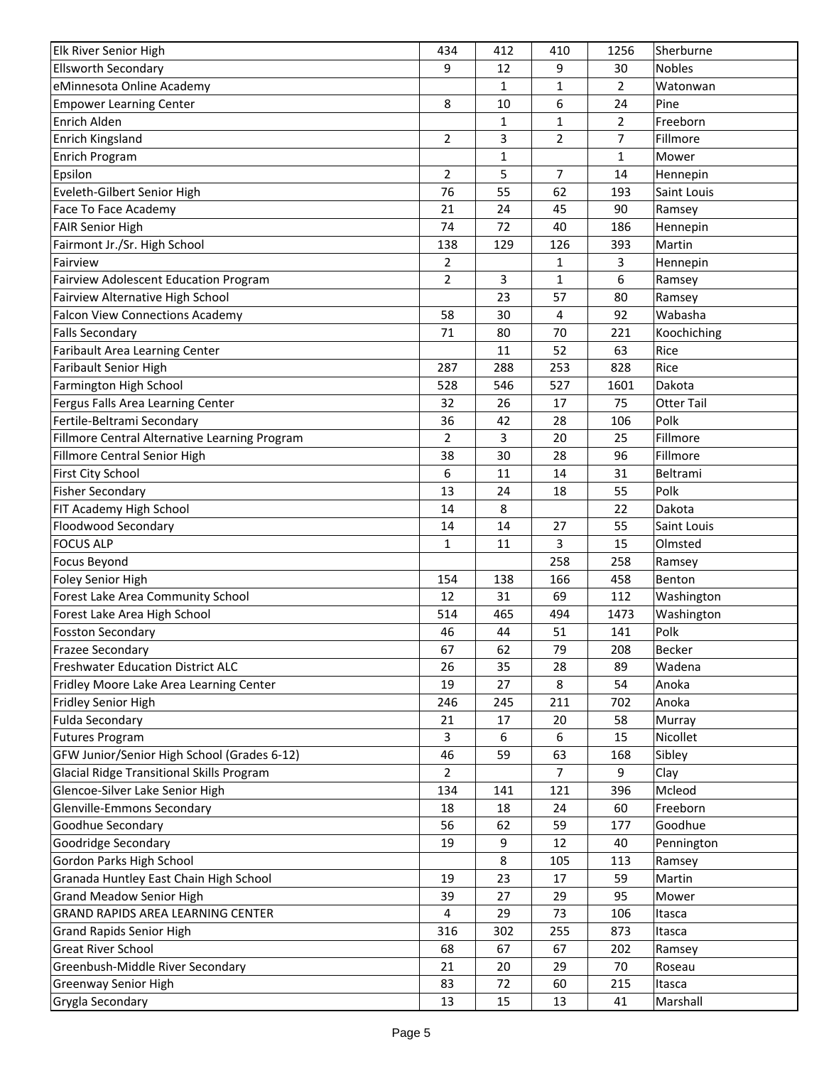| | | | | | |
|---|---|---|---|---|---|
| Elk River Senior High | 434 | 412 | 410 | 1256 | Sherburne |
| Ellsworth Secondary | 9 | 12 | 9 | 30 | Nobles |
| eMinnesota Online Academy | | 1 | 1 | 2 | Watonwan |
| Empower Learning Center | 8 | 10 | 6 | 24 | Pine |
| Enrich Alden | | 1 | 1 | 2 | Freeborn |
| Enrich Kingsland | 2 | 3 | 2 | 7 | Fillmore |
| Enrich Program | | 1 | | 1 | Mower |
| Epsilon | 2 | 5 | 7 | 14 | Hennepin |
| Eveleth-Gilbert Senior High | 76 | 55 | 62 | 193 | Saint Louis |
| Face To Face Academy | 21 | 24 | 45 | 90 | Ramsey |
| FAIR Senior High | 74 | 72 | 40 | 186 | Hennepin |
| Fairmont Jr./Sr. High School | 138 | 129 | 126 | 393 | Martin |
| Fairview | 2 | | 1 | 3 | Hennepin |
| Fairview Adolescent Education Program | 2 | 3 | 1 | 6 | Ramsey |
| Fairview Alternative High School | | 23 | 57 | 80 | Ramsey |
| Falcon View Connections Academy | 58 | 30 | 4 | 92 | Wabasha |
| Falls Secondary | 71 | 80 | 70 | 221 | Koochiching |
| Faribault Area Learning Center | | 11 | 52 | 63 | Rice |
| Faribault Senior High | 287 | 288 | 253 | 828 | Rice |
| Farmington High School | 528 | 546 | 527 | 1601 | Dakota |
| Fergus Falls Area Learning Center | 32 | 26 | 17 | 75 | Otter Tail |
| Fertile-Beltrami Secondary | 36 | 42 | 28 | 106 | Polk |
| Fillmore Central Alternative Learning Program | 2 | 3 | 20 | 25 | Fillmore |
| Fillmore Central Senior High | 38 | 30 | 28 | 96 | Fillmore |
| First City School | 6 | 11 | 14 | 31 | Beltrami |
| Fisher Secondary | 13 | 24 | 18 | 55 | Polk |
| FIT Academy High School | 14 | 8 | | 22 | Dakota |
| Floodwood Secondary | 14 | 14 | 27 | 55 | Saint Louis |
| FOCUS ALP | 1 | 11 | 3 | 15 | Olmsted |
| Focus Beyond | | | 258 | 258 | Ramsey |
| Foley Senior High | 154 | 138 | 166 | 458 | Benton |
| Forest Lake Area Community School | 12 | 31 | 69 | 112 | Washington |
| Forest Lake Area High School | 514 | 465 | 494 | 1473 | Washington |
| Fosston Secondary | 46 | 44 | 51 | 141 | Polk |
| Frazee Secondary | 67 | 62 | 79 | 208 | Becker |
| Freshwater Education District ALC | 26 | 35 | 28 | 89 | Wadena |
| Fridley Moore Lake Area Learning Center | 19 | 27 | 8 | 54 | Anoka |
| Fridley Senior High | 246 | 245 | 211 | 702 | Anoka |
| Fulda Secondary | 21 | 17 | 20 | 58 | Murray |
| Futures Program | 3 | 6 | 6 | 15 | Nicollet |
| GFW Junior/Senior High School (Grades 6-12) | 46 | 59 | 63 | 168 | Sibley |
| Glacial Ridge Transitional Skills Program | 2 | | 7 | 9 | Clay |
| Glencoe-Silver Lake Senior High | 134 | 141 | 121 | 396 | Mcleod |
| Glenville-Emmons Secondary | 18 | 18 | 24 | 60 | Freeborn |
| Goodhue Secondary | 56 | 62 | 59 | 177 | Goodhue |
| Goodridge Secondary | 19 | 9 | 12 | 40 | Pennington |
| Gordon Parks High School | | 8 | 105 | 113 | Ramsey |
| Granada Huntley East Chain High School | 19 | 23 | 17 | 59 | Martin |
| Grand Meadow Senior High | 39 | 27 | 29 | 95 | Mower |
| GRAND RAPIDS AREA LEARNING CENTER | 4 | 29 | 73 | 106 | Itasca |
| Grand Rapids Senior High | 316 | 302 | 255 | 873 | Itasca |
| Great River School | 68 | 67 | 67 | 202 | Ramsey |
| Greenbush-Middle River Secondary | 21 | 20 | 29 | 70 | Roseau |
| Greenway Senior High | 83 | 72 | 60 | 215 | Itasca |
| Grygla Secondary | 13 | 15 | 13 | 41 | Marshall |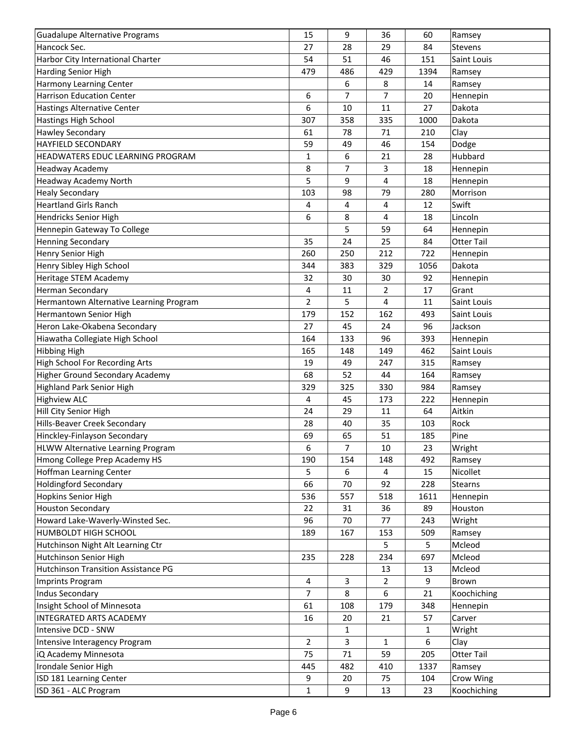| | | | | | |
|---|---|---|---|---|---|
| Guadalupe Alternative Programs | 15 | 9 | 36 | 60 | Ramsey |
| Hancock Sec. | 27 | 28 | 29 | 84 | Stevens |
| Harbor City International Charter | 54 | 51 | 46 | 151 | Saint Louis |
| Harding Senior High | 479 | 486 | 429 | 1394 | Ramsey |
| Harmony Learning Center | | 6 | 8 | 14 | Ramsey |
| Harrison Education Center | 6 | 7 | 7 | 20 | Hennepin |
| Hastings Alternative Center | 6 | 10 | 11 | 27 | Dakota |
| Hastings High School | 307 | 358 | 335 | 1000 | Dakota |
| Hawley Secondary | 61 | 78 | 71 | 210 | Clay |
| HAYFIELD SECONDARY | 59 | 49 | 46 | 154 | Dodge |
| HEADWATERS EDUC LEARNING PROGRAM | 1 | 6 | 21 | 28 | Hubbard |
| Headway Academy | 8 | 7 | 3 | 18 | Hennepin |
| Headway Academy North | 5 | 9 | 4 | 18 | Hennepin |
| Healy Secondary | 103 | 98 | 79 | 280 | Morrison |
| Heartland Girls Ranch | 4 | 4 | 4 | 12 | Swift |
| Hendricks Senior High | 6 | 8 | 4 | 18 | Lincoln |
| Hennepin Gateway To College | | 5 | 59 | 64 | Hennepin |
| Henning Secondary | 35 | 24 | 25 | 84 | Otter Tail |
| Henry Senior High | 260 | 250 | 212 | 722 | Hennepin |
| Henry Sibley High School | 344 | 383 | 329 | 1056 | Dakota |
| Heritage STEM Academy | 32 | 30 | 30 | 92 | Hennepin |
| Herman Secondary | 4 | 11 | 2 | 17 | Grant |
| Hermantown Alternative Learning Program | 2 | 5 | 4 | 11 | Saint Louis |
| Hermantown Senior High | 179 | 152 | 162 | 493 | Saint Louis |
| Heron Lake-Okabena Secondary | 27 | 45 | 24 | 96 | Jackson |
| Hiawatha Collegiate High School | 164 | 133 | 96 | 393 | Hennepin |
| Hibbing High | 165 | 148 | 149 | 462 | Saint Louis |
| High School For Recording Arts | 19 | 49 | 247 | 315 | Ramsey |
| Higher Ground Secondary Academy | 68 | 52 | 44 | 164 | Ramsey |
| Highland Park Senior High | 329 | 325 | 330 | 984 | Ramsey |
| Highview ALC | 4 | 45 | 173 | 222 | Hennepin |
| Hill City Senior High | 24 | 29 | 11 | 64 | Aitkin |
| Hills-Beaver Creek Secondary | 28 | 40 | 35 | 103 | Rock |
| Hinckley-Finlayson Secondary | 69 | 65 | 51 | 185 | Pine |
| HLWW Alternative Learning Program | 6 | 7 | 10 | 23 | Wright |
| Hmong College Prep Academy HS | 190 | 154 | 148 | 492 | Ramsey |
| Hoffman Learning Center | 5 | 6 | 4 | 15 | Nicollet |
| Holdingford Secondary | 66 | 70 | 92 | 228 | Stearns |
| Hopkins Senior High | 536 | 557 | 518 | 1611 | Hennepin |
| Houston Secondary | 22 | 31 | 36 | 89 | Houston |
| Howard Lake-Waverly-Winsted Sec. | 96 | 70 | 77 | 243 | Wright |
| HUMBOLDT HIGH SCHOOL | 189 | 167 | 153 | 509 | Ramsey |
| Hutchinson Night Alt Learning Ctr | | | 5 | 5 | Mcleod |
| Hutchinson Senior High | 235 | 228 | 234 | 697 | Mcleod |
| Hutchinson Transition Assistance PG | | | 13 | 13 | Mcleod |
| Imprints Program | 4 | 3 | 2 | 9 | Brown |
| Indus Secondary | 7 | 8 | 6 | 21 | Koochiching |
| Insight School of Minnesota | 61 | 108 | 179 | 348 | Hennepin |
| INTEGRATED ARTS ACADEMY | 16 | 20 | 21 | 57 | Carver |
| Intensive DCD - SNW | | 1 | | 1 | Wright |
| Intensive Interagency Program | 2 | 3 | 1 | 6 | Clay |
| iQ Academy Minnesota | 75 | 71 | 59 | 205 | Otter Tail |
| Irondale Senior High | 445 | 482 | 410 | 1337 | Ramsey |
| ISD 181 Learning Center | 9 | 20 | 75 | 104 | Crow Wing |
| ISD 361 - ALC Program | 1 | 9 | 13 | 23 | Koochiching |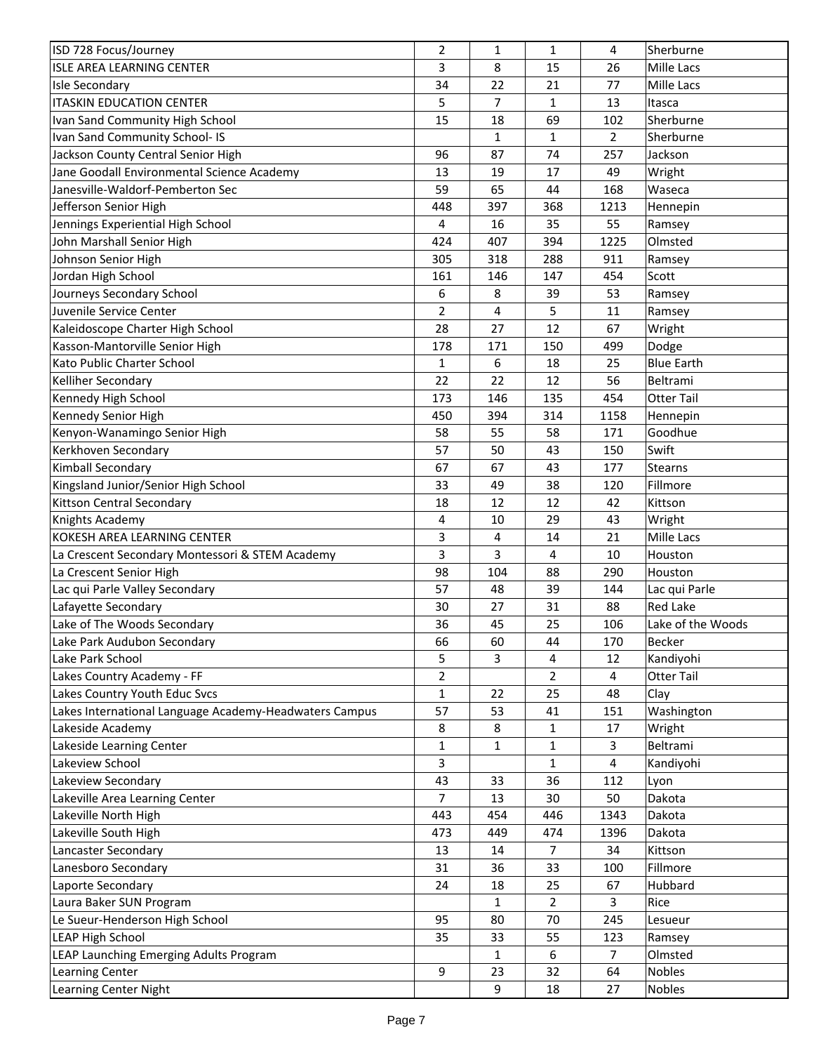| | | | | | |
|---|---|---|---|---|---|
| ISD 728 Focus/Journey | 2 | 1 | 1 | 4 | Sherburne |
| ISLE AREA LEARNING CENTER | 3 | 8 | 15 | 26 | Mille Lacs |
| Isle Secondary | 34 | 22 | 21 | 77 | Mille Lacs |
| ITASKIN EDUCATION CENTER | 5 | 7 | 1 | 13 | Itasca |
| Ivan Sand Community High School | 15 | 18 | 69 | 102 | Sherburne |
| Ivan Sand Community School- IS | | 1 | 1 | 2 | Sherburne |
| Jackson County Central Senior High | 96 | 87 | 74 | 257 | Jackson |
| Jane Goodall Environmental Science Academy | 13 | 19 | 17 | 49 | Wright |
| Janesville-Waldorf-Pemberton Sec | 59 | 65 | 44 | 168 | Waseca |
| Jefferson Senior High | 448 | 397 | 368 | 1213 | Hennepin |
| Jennings Experiential High School | 4 | 16 | 35 | 55 | Ramsey |
| John Marshall Senior High | 424 | 407 | 394 | 1225 | Olmsted |
| Johnson Senior High | 305 | 318 | 288 | 911 | Ramsey |
| Jordan High School | 161 | 146 | 147 | 454 | Scott |
| Journeys Secondary School | 6 | 8 | 39 | 53 | Ramsey |
| Juvenile Service Center | 2 | 4 | 5 | 11 | Ramsey |
| Kaleidoscope Charter High School | 28 | 27 | 12 | 67 | Wright |
| Kasson-Mantorville Senior High | 178 | 171 | 150 | 499 | Dodge |
| Kato Public Charter School | 1 | 6 | 18 | 25 | Blue Earth |
| Kelliher Secondary | 22 | 22 | 12 | 56 | Beltrami |
| Kennedy High School | 173 | 146 | 135 | 454 | Otter Tail |
| Kennedy Senior High | 450 | 394 | 314 | 1158 | Hennepin |
| Kenyon-Wanamingo Senior High | 58 | 55 | 58 | 171 | Goodhue |
| Kerkhoven Secondary | 57 | 50 | 43 | 150 | Swift |
| Kimball Secondary | 67 | 67 | 43 | 177 | Stearns |
| Kingsland Junior/Senior High School | 33 | 49 | 38 | 120 | Fillmore |
| Kittson Central Secondary | 18 | 12 | 12 | 42 | Kittson |
| Knights Academy | 4 | 10 | 29 | 43 | Wright |
| KOKESH AREA LEARNING CENTER | 3 | 4 | 14 | 21 | Mille Lacs |
| La Crescent Secondary Montessori & STEM Academy | 3 | 3 | 4 | 10 | Houston |
| La Crescent Senior High | 98 | 104 | 88 | 290 | Houston |
| Lac qui Parle Valley Secondary | 57 | 48 | 39 | 144 | Lac qui Parle |
| Lafayette Secondary | 30 | 27 | 31 | 88 | Red Lake |
| Lake of The Woods Secondary | 36 | 45 | 25 | 106 | Lake of the Woods |
| Lake Park Audubon Secondary | 66 | 60 | 44 | 170 | Becker |
| Lake Park School | 5 | 3 | 4 | 12 | Kandiyohi |
| Lakes Country Academy - FF | 2 | | 2 | 4 | Otter Tail |
| Lakes Country Youth Educ Svcs | 1 | 22 | 25 | 48 | Clay |
| Lakes International Language Academy-Headwaters Campus | 57 | 53 | 41 | 151 | Washington |
| Lakeside Academy | 8 | 8 | 1 | 17 | Wright |
| Lakeside Learning Center | 1 | 1 | 1 | 3 | Beltrami |
| Lakeview School | 3 | | 1 | 4 | Kandiyohi |
| Lakeview Secondary | 43 | 33 | 36 | 112 | Lyon |
| Lakeville Area Learning Center | 7 | 13 | 30 | 50 | Dakota |
| Lakeville North High | 443 | 454 | 446 | 1343 | Dakota |
| Lakeville South High | 473 | 449 | 474 | 1396 | Dakota |
| Lancaster Secondary | 13 | 14 | 7 | 34 | Kittson |
| Lanesboro Secondary | 31 | 36 | 33 | 100 | Fillmore |
| Laporte Secondary | 24 | 18 | 25 | 67 | Hubbard |
| Laura Baker SUN Program | | 1 | 2 | 3 | Rice |
| Le Sueur-Henderson High School | 95 | 80 | 70 | 245 | Lesueur |
| LEAP High School | 35 | 33 | 55 | 123 | Ramsey |
| LEAP Launching Emerging Adults Program | | 1 | 6 | 7 | Olmsted |
| Learning Center | 9 | 23 | 32 | 64 | Nobles |
| Learning Center Night | | 9 | 18 | 27 | Nobles |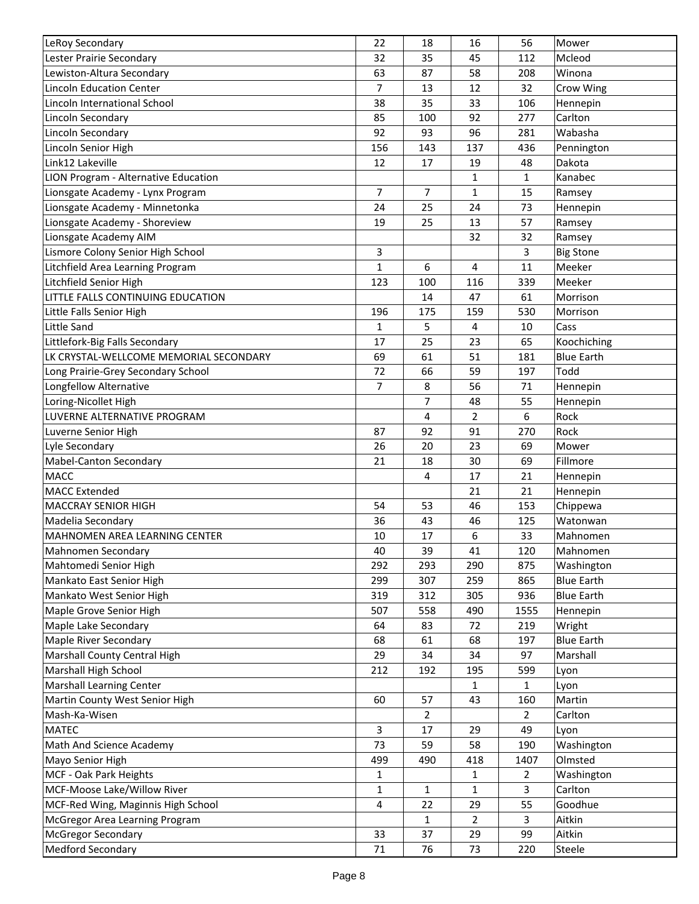| | | | | | |
|---|---|---|---|---|---|
| LeRoy Secondary | 22 | 18 | 16 | 56 | Mower |
| Lester Prairie Secondary | 32 | 35 | 45 | 112 | Mcleod |
| Lewiston-Altura Secondary | 63 | 87 | 58 | 208 | Winona |
| Lincoln Education Center | 7 | 13 | 12 | 32 | Crow Wing |
| Lincoln International School | 38 | 35 | 33 | 106 | Hennepin |
| Lincoln Secondary | 85 | 100 | 92 | 277 | Carlton |
| Lincoln Secondary | 92 | 93 | 96 | 281 | Wabasha |
| Lincoln Senior High | 156 | 143 | 137 | 436 | Pennington |
| Link12 Lakeville | 12 | 17 | 19 | 48 | Dakota |
| LION Program - Alternative Education | | | 1 | 1 | Kanabec |
| Lionsgate Academy - Lynx Program | 7 | 7 | 1 | 15 | Ramsey |
| Lionsgate Academy - Minnetonka | 24 | 25 | 24 | 73 | Hennepin |
| Lionsgate Academy - Shoreview | 19 | 25 | 13 | 57 | Ramsey |
| Lionsgate Academy AIM | | | 32 | 32 | Ramsey |
| Lismore Colony Senior High School | 3 | | | 3 | Big Stone |
| Litchfield Area Learning Program | 1 | 6 | 4 | 11 | Meeker |
| Litchfield Senior High | 123 | 100 | 116 | 339 | Meeker |
| LITTLE FALLS CONTINUING EDUCATION | | 14 | 47 | 61 | Morrison |
| Little Falls Senior High | 196 | 175 | 159 | 530 | Morrison |
| Little Sand | 1 | 5 | 4 | 10 | Cass |
| Littlefork-Big Falls Secondary | 17 | 25 | 23 | 65 | Koochiching |
| LK CRYSTAL-WELLCOME MEMORIAL SECONDARY | 69 | 61 | 51 | 181 | Blue Earth |
| Long Prairie-Grey Secondary School | 72 | 66 | 59 | 197 | Todd |
| Longfellow Alternative | 7 | 8 | 56 | 71 | Hennepin |
| Loring-Nicollet High | | 7 | 48 | 55 | Hennepin |
| LUVERNE ALTERNATIVE PROGRAM | | 4 | 2 | 6 | Rock |
| Luverne Senior High | 87 | 92 | 91 | 270 | Rock |
| Lyle Secondary | 26 | 20 | 23 | 69 | Mower |
| Mabel-Canton Secondary | 21 | 18 | 30 | 69 | Fillmore |
| MACC | | 4 | 17 | 21 | Hennepin |
| MACC Extended | | | 21 | 21 | Hennepin |
| MACCRAY SENIOR HIGH | 54 | 53 | 46 | 153 | Chippewa |
| Madelia Secondary | 36 | 43 | 46 | 125 | Watonwan |
| MAHNOMEN AREA LEARNING CENTER | 10 | 17 | 6 | 33 | Mahnomen |
| Mahnomen Secondary | 40 | 39 | 41 | 120 | Mahnomen |
| Mahtomedi Senior High | 292 | 293 | 290 | 875 | Washington |
| Mankato East Senior High | 299 | 307 | 259 | 865 | Blue Earth |
| Mankato West Senior High | 319 | 312 | 305 | 936 | Blue Earth |
| Maple Grove Senior High | 507 | 558 | 490 | 1555 | Hennepin |
| Maple Lake Secondary | 64 | 83 | 72 | 219 | Wright |
| Maple River Secondary | 68 | 61 | 68 | 197 | Blue Earth |
| Marshall County Central High | 29 | 34 | 34 | 97 | Marshall |
| Marshall High School | 212 | 192 | 195 | 599 | Lyon |
| Marshall Learning Center | | | 1 | 1 | Lyon |
| Martin County West Senior High | 60 | 57 | 43 | 160 | Martin |
| Mash-Ka-Wisen | | 2 | | 2 | Carlton |
| MATEC | 3 | 17 | 29 | 49 | Lyon |
| Math And Science Academy | 73 | 59 | 58 | 190 | Washington |
| Mayo Senior High | 499 | 490 | 418 | 1407 | Olmsted |
| MCF - Oak Park Heights | 1 | | 1 | 2 | Washington |
| MCF-Moose Lake/Willow River | 1 | 1 | 1 | 3 | Carlton |
| MCF-Red Wing, Maginnis High School | 4 | 22 | 29 | 55 | Goodhue |
| McGregor Area Learning Program | | 1 | 2 | 3 | Aitkin |
| McGregor Secondary | 33 | 37 | 29 | 99 | Aitkin |
| Medford Secondary | 71 | 76 | 73 | 220 | Steele |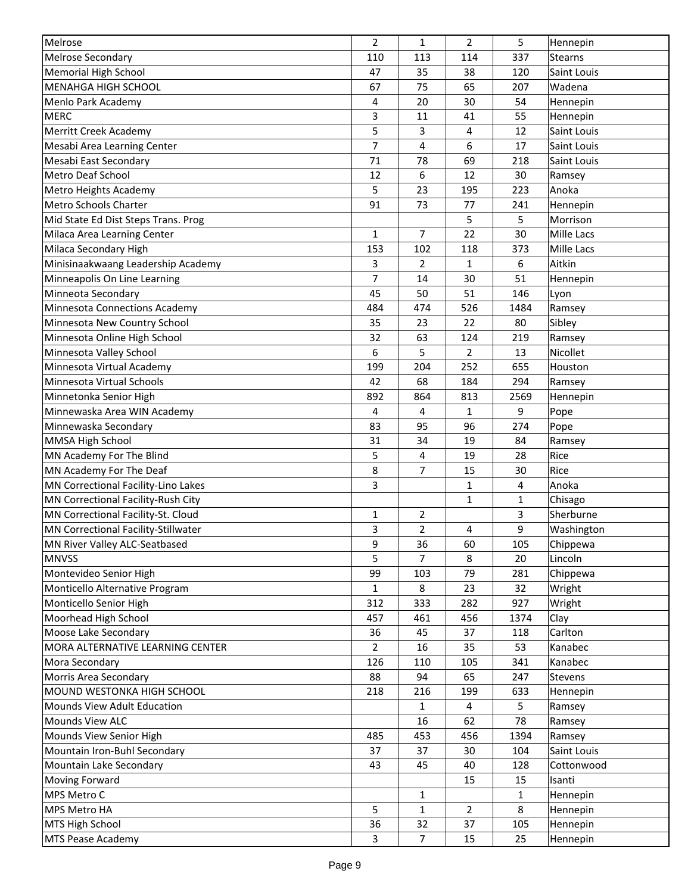| | | | | | |
|---|---|---|---|---|---|
| Melrose | 2 | 1 | 2 | 5 | Hennepin |
| Melrose Secondary | 110 | 113 | 114 | 337 | Stearns |
| Memorial High School | 47 | 35 | 38 | 120 | Saint Louis |
| MENAHGA HIGH SCHOOL | 67 | 75 | 65 | 207 | Wadena |
| Menlo Park Academy | 4 | 20 | 30 | 54 | Hennepin |
| MERC | 3 | 11 | 41 | 55 | Hennepin |
| Merritt Creek Academy | 5 | 3 | 4 | 12 | Saint Louis |
| Mesabi Area Learning Center | 7 | 4 | 6 | 17 | Saint Louis |
| Mesabi East Secondary | 71 | 78 | 69 | 218 | Saint Louis |
| Metro Deaf School | 12 | 6 | 12 | 30 | Ramsey |
| Metro Heights Academy | 5 | 23 | 195 | 223 | Anoka |
| Metro Schools Charter | 91 | 73 | 77 | 241 | Hennepin |
| Mid State Ed Dist Steps Trans. Prog | | | 5 | 5 | Morrison |
| Milaca Area Learning Center | 1 | 7 | 22 | 30 | Mille Lacs |
| Milaca Secondary High | 153 | 102 | 118 | 373 | Mille Lacs |
| Minisinaakwaang Leadership Academy | 3 | 2 | 1 | 6 | Aitkin |
| Minneapolis On Line Learning | 7 | 14 | 30 | 51 | Hennepin |
| Minneota Secondary | 45 | 50 | 51 | 146 | Lyon |
| Minnesota Connections Academy | 484 | 474 | 526 | 1484 | Ramsey |
| Minnesota New Country School | 35 | 23 | 22 | 80 | Sibley |
| Minnesota Online High School | 32 | 63 | 124 | 219 | Ramsey |
| Minnesota Valley School | 6 | 5 | 2 | 13 | Nicollet |
| Minnesota Virtual Academy | 199 | 204 | 252 | 655 | Houston |
| Minnesota Virtual Schools | 42 | 68 | 184 | 294 | Ramsey |
| Minnetonka Senior High | 892 | 864 | 813 | 2569 | Hennepin |
| Minnewaska Area WIN Academy | 4 | 4 | 1 | 9 | Pope |
| Minnewaska Secondary | 83 | 95 | 96 | 274 | Pope |
| MMSA High School | 31 | 34 | 19 | 84 | Ramsey |
| MN Academy For The Blind | 5 | 4 | 19 | 28 | Rice |
| MN Academy For The Deaf | 8 | 7 | 15 | 30 | Rice |
| MN Correctional Facility-Lino Lakes | 3 | | 1 | 4 | Anoka |
| MN Correctional Facility-Rush City | | | 1 | 1 | Chisago |
| MN Correctional Facility-St. Cloud | 1 | 2 | | 3 | Sherburne |
| MN Correctional Facility-Stillwater | 3 | 2 | 4 | 9 | Washington |
| MN River Valley ALC-Seatbased | 9 | 36 | 60 | 105 | Chippewa |
| MNVSS | 5 | 7 | 8 | 20 | Lincoln |
| Montevideo Senior High | 99 | 103 | 79 | 281 | Chippewa |
| Monticello Alternative Program | 1 | 8 | 23 | 32 | Wright |
| Monticello Senior High | 312 | 333 | 282 | 927 | Wright |
| Moorhead High School | 457 | 461 | 456 | 1374 | Clay |
| Moose Lake Secondary | 36 | 45 | 37 | 118 | Carlton |
| MORA ALTERNATIVE LEARNING CENTER | 2 | 16 | 35 | 53 | Kanabec |
| Mora Secondary | 126 | 110 | 105 | 341 | Kanabec |
| Morris Area Secondary | 88 | 94 | 65 | 247 | Stevens |
| MOUND WESTONKA HIGH SCHOOL | 218 | 216 | 199 | 633 | Hennepin |
| Mounds View Adult Education | | 1 | 4 | 5 | Ramsey |
| Mounds View ALC | | 16 | 62 | 78 | Ramsey |
| Mounds View Senior High | 485 | 453 | 456 | 1394 | Ramsey |
| Mountain Iron-Buhl Secondary | 37 | 37 | 30 | 104 | Saint Louis |
| Mountain Lake Secondary | 43 | 45 | 40 | 128 | Cottonwood |
| Moving Forward | | | 15 | 15 | Isanti |
| MPS Metro C | | 1 | | 1 | Hennepin |
| MPS Metro HA | 5 | 1 | 2 | 8 | Hennepin |
| MTS High School | 36 | 32 | 37 | 105 | Hennepin |
| MTS Pease Academy | 3 | 7 | 15 | 25 | Hennepin |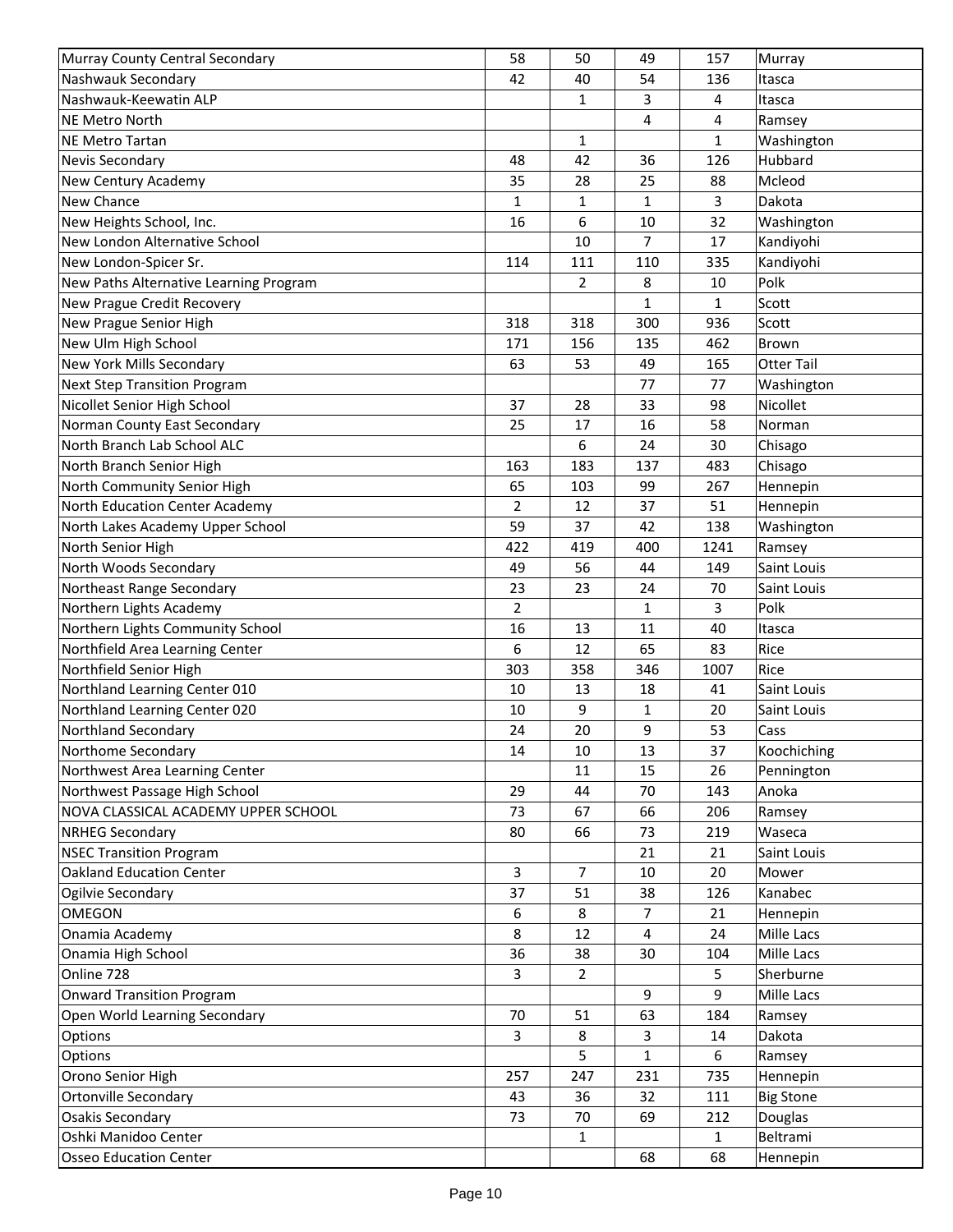| | | | | | |
|---|---|---|---|---|---|
| Murray County Central Secondary | 58 | 50 | 49 | 157 | Murray |
| Nashwauk Secondary | 42 | 40 | 54 | 136 | Itasca |
| Nashwauk-Keewatin ALP | | 1 | 3 | 4 | Itasca |
| NE Metro North | | | 4 | 4 | Ramsey |
| NE Metro Tartan | | 1 | | 1 | Washington |
| Nevis Secondary | 48 | 42 | 36 | 126 | Hubbard |
| New Century Academy | 35 | 28 | 25 | 88 | Mcleod |
| New Chance | 1 | 1 | 1 | 3 | Dakota |
| New Heights School, Inc. | 16 | 6 | 10 | 32 | Washington |
| New London Alternative School | | 10 | 7 | 17 | Kandiyohi |
| New London-Spicer Sr. | 114 | 111 | 110 | 335 | Kandiyohi |
| New Paths Alternative Learning Program | | 2 | 8 | 10 | Polk |
| New Prague Credit Recovery | | | 1 | 1 | Scott |
| New Prague Senior High | 318 | 318 | 300 | 936 | Scott |
| New Ulm High School | 171 | 156 | 135 | 462 | Brown |
| New York Mills Secondary | 63 | 53 | 49 | 165 | Otter Tail |
| Next Step Transition Program | | | 77 | 77 | Washington |
| Nicollet Senior High School | 37 | 28 | 33 | 98 | Nicollet |
| Norman County East Secondary | 25 | 17 | 16 | 58 | Norman |
| North Branch Lab School ALC | | 6 | 24 | 30 | Chisago |
| North Branch Senior High | 163 | 183 | 137 | 483 | Chisago |
| North Community Senior High | 65 | 103 | 99 | 267 | Hennepin |
| North Education Center Academy | 2 | 12 | 37 | 51 | Hennepin |
| North Lakes Academy Upper School | 59 | 37 | 42 | 138 | Washington |
| North Senior High | 422 | 419 | 400 | 1241 | Ramsey |
| North Woods Secondary | 49 | 56 | 44 | 149 | Saint Louis |
| Northeast Range Secondary | 23 | 23 | 24 | 70 | Saint Louis |
| Northern Lights Academy | 2 | | 1 | 3 | Polk |
| Northern Lights Community School | 16 | 13 | 11 | 40 | Itasca |
| Northfield Area Learning Center | 6 | 12 | 65 | 83 | Rice |
| Northfield Senior High | 303 | 358 | 346 | 1007 | Rice |
| Northland Learning Center 010 | 10 | 13 | 18 | 41 | Saint Louis |
| Northland Learning Center 020 | 10 | 9 | 1 | 20 | Saint Louis |
| Northland Secondary | 24 | 20 | 9 | 53 | Cass |
| Northome Secondary | 14 | 10 | 13 | 37 | Koochiching |
| Northwest Area Learning Center | | 11 | 15 | 26 | Pennington |
| Northwest Passage High School | 29 | 44 | 70 | 143 | Anoka |
| NOVA CLASSICAL ACADEMY UPPER SCHOOL | 73 | 67 | 66 | 206 | Ramsey |
| NRHEG Secondary | 80 | 66 | 73 | 219 | Waseca |
| NSEC Transition Program | | | 21 | 21 | Saint Louis |
| Oakland Education Center | 3 | 7 | 10 | 20 | Mower |
| Ogilvie Secondary | 37 | 51 | 38 | 126 | Kanabec |
| OMEGON | 6 | 8 | 7 | 21 | Hennepin |
| Onamia Academy | 8 | 12 | 4 | 24 | Mille Lacs |
| Onamia High School | 36 | 38 | 30 | 104 | Mille Lacs |
| Online 728 | 3 | 2 | | 5 | Sherburne |
| Onward Transition Program | | | 9 | 9 | Mille Lacs |
| Open World Learning Secondary | 70 | 51 | 63 | 184 | Ramsey |
| Options | 3 | 8 | 3 | 14 | Dakota |
| Options | | 5 | 1 | 6 | Ramsey |
| Orono Senior High | 257 | 247 | 231 | 735 | Hennepin |
| Ortonville Secondary | 43 | 36 | 32 | 111 | Big Stone |
| Osakis Secondary | 73 | 70 | 69 | 212 | Douglas |
| Oshki Manidoo Center | | 1 | | 1 | Beltrami |
| Osseo Education Center | | | 68 | 68 | Hennepin |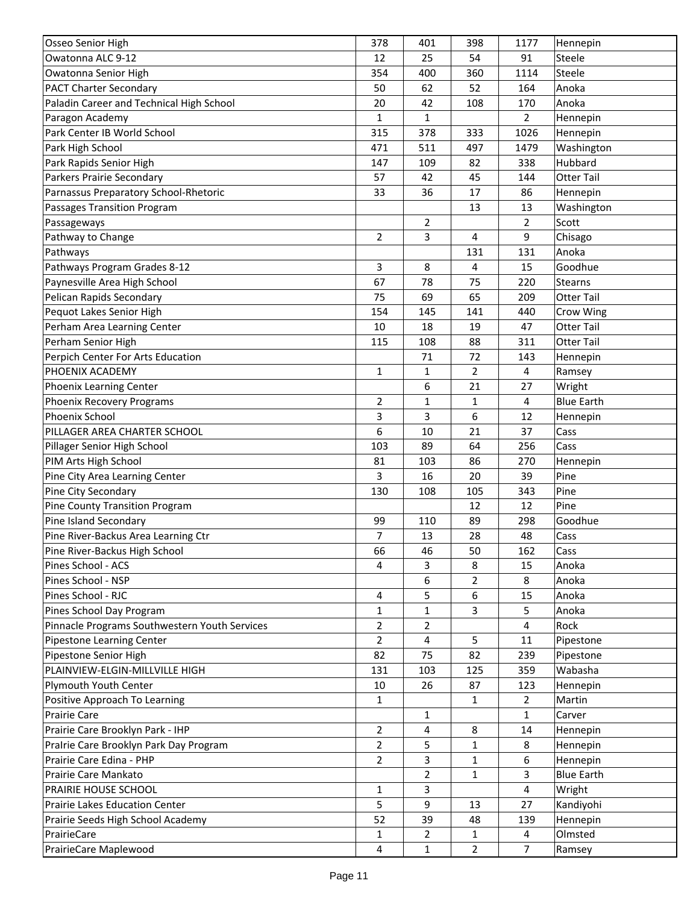| | | | | | |
|---|---|---|---|---|---|
| Osseo Senior High | 378 | 401 | 398 | 1177 | Hennepin |
| Owatonna ALC 9-12 | 12 | 25 | 54 | 91 | Steele |
| Owatonna Senior High | 354 | 400 | 360 | 1114 | Steele |
| PACT Charter Secondary | 50 | 62 | 52 | 164 | Anoka |
| Paladin Career and Technical High School | 20 | 42 | 108 | 170 | Anoka |
| Paragon Academy | 1 | 1 | | 2 | Hennepin |
| Park Center IB World School | 315 | 378 | 333 | 1026 | Hennepin |
| Park High School | 471 | 511 | 497 | 1479 | Washington |
| Park Rapids Senior High | 147 | 109 | 82 | 338 | Hubbard |
| Parkers Prairie Secondary | 57 | 42 | 45 | 144 | Otter Tail |
| Parnassus Preparatory School-Rhetoric | 33 | 36 | 17 | 86 | Hennepin |
| Passages Transition Program | | | 13 | 13 | Washington |
| Passageways | | 2 | | 2 | Scott |
| Pathway to Change | 2 | 3 | 4 | 9 | Chisago |
| Pathways | | | 131 | 131 | Anoka |
| Pathways Program Grades 8-12 | 3 | 8 | 4 | 15 | Goodhue |
| Paynesville Area High School | 67 | 78 | 75 | 220 | Stearns |
| Pelican Rapids Secondary | 75 | 69 | 65 | 209 | Otter Tail |
| Pequot Lakes Senior High | 154 | 145 | 141 | 440 | Crow Wing |
| Perham Area Learning Center | 10 | 18 | 19 | 47 | Otter Tail |
| Perham Senior High | 115 | 108 | 88 | 311 | Otter Tail |
| Perpich Center For Arts Education | | 71 | 72 | 143 | Hennepin |
| PHOENIX ACADEMY | 1 | 1 | 2 | 4 | Ramsey |
| Phoenix Learning Center | | 6 | 21 | 27 | Wright |
| Phoenix Recovery Programs | 2 | 1 | 1 | 4 | Blue Earth |
| Phoenix School | 3 | 3 | 6 | 12 | Hennepin |
| PILLAGER AREA CHARTER SCHOOL | 6 | 10 | 21 | 37 | Cass |
| Pillager Senior High School | 103 | 89 | 64 | 256 | Cass |
| PIM Arts High School | 81 | 103 | 86 | 270 | Hennepin |
| Pine City Area Learning Center | 3 | 16 | 20 | 39 | Pine |
| Pine City Secondary | 130 | 108 | 105 | 343 | Pine |
| Pine County Transition Program | | | 12 | 12 | Pine |
| Pine Island Secondary | 99 | 110 | 89 | 298 | Goodhue |
| Pine River-Backus Area Learning Ctr | 7 | 13 | 28 | 48 | Cass |
| Pine River-Backus High School | 66 | 46 | 50 | 162 | Cass |
| Pines School - ACS | 4 | 3 | 8 | 15 | Anoka |
| Pines School - NSP | | 6 | 2 | 8 | Anoka |
| Pines School - RJC | 4 | 5 | 6 | 15 | Anoka |
| Pines School Day Program | 1 | 1 | 3 | 5 | Anoka |
| Pinnacle Programs Southwestern Youth Services | 2 | 2 | | 4 | Rock |
| Pipestone Learning Center | 2 | 4 | 5 | 11 | Pipestone |
| Pipestone Senior High | 82 | 75 | 82 | 239 | Pipestone |
| PLAINVIEW-ELGIN-MILLVILLE HIGH | 131 | 103 | 125 | 359 | Wabasha |
| Plymouth Youth Center | 10 | 26 | 87 | 123 | Hennepin |
| Positive Approach To Learning | 1 | | 1 | 2 | Martin |
| Prairie Care | | 1 | | 1 | Carver |
| Prairie Care Brooklyn Park - IHP | 2 | 4 | 8 | 14 | Hennepin |
| PraIrie Care Brooklyn Park Day Program | 2 | 5 | 1 | 8 | Hennepin |
| Prairie Care Edina - PHP | 2 | 3 | 1 | 6 | Hennepin |
| Prairie Care Mankato | | 2 | 1 | 3 | Blue Earth |
| PRAIRIE HOUSE SCHOOL | 1 | 3 | | 4 | Wright |
| Prairie Lakes Education Center | 5 | 9 | 13 | 27 | Kandiyohi |
| Prairie Seeds High School Academy | 52 | 39 | 48 | 139 | Hennepin |
| PrairieCare | 1 | 2 | 1 | 4 | Olmsted |
| PrairieCare Maplewood | 4 | 1 | 2 | 7 | Ramsey |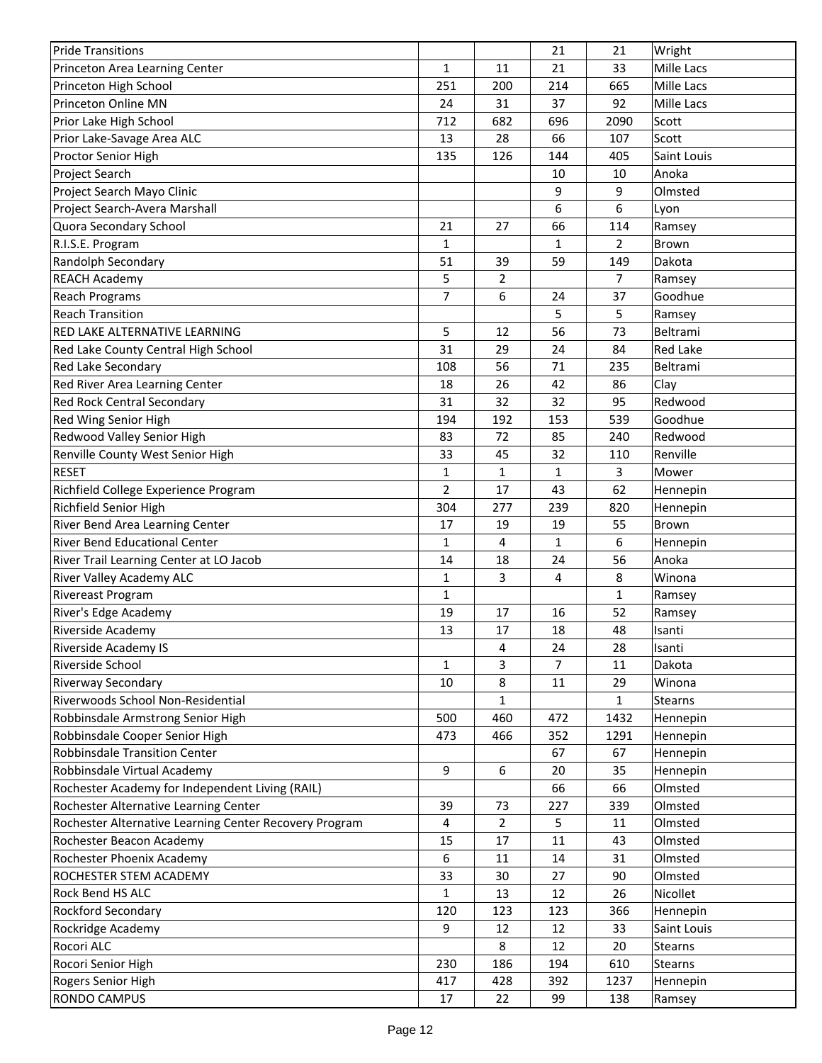| | | | | | |
|---|---|---|---|---|---|
| Pride Transitions | | | 21 | 21 | Wright |
| Princeton Area Learning Center | 1 | 11 | 21 | 33 | Mille Lacs |
| Princeton High School | 251 | 200 | 214 | 665 | Mille Lacs |
| Princeton Online MN | 24 | 31 | 37 | 92 | Mille Lacs |
| Prior Lake High School | 712 | 682 | 696 | 2090 | Scott |
| Prior Lake-Savage Area ALC | 13 | 28 | 66 | 107 | Scott |
| Proctor Senior High | 135 | 126 | 144 | 405 | Saint Louis |
| Project Search | | | 10 | 10 | Anoka |
| Project Search Mayo Clinic | | | 9 | 9 | Olmsted |
| Project Search-Avera Marshall | | | 6 | 6 | Lyon |
| Quora Secondary School | 21 | 27 | 66 | 114 | Ramsey |
| R.I.S.E. Program | 1 | | 1 | 2 | Brown |
| Randolph Secondary | 51 | 39 | 59 | 149 | Dakota |
| REACH Academy | 5 | 2 | | 7 | Ramsey |
| Reach Programs | 7 | 6 | 24 | 37 | Goodhue |
| Reach Transition | | | 5 | 5 | Ramsey |
| RED LAKE ALTERNATIVE LEARNING | 5 | 12 | 56 | 73 | Beltrami |
| Red Lake County Central High School | 31 | 29 | 24 | 84 | Red Lake |
| Red Lake Secondary | 108 | 56 | 71 | 235 | Beltrami |
| Red River Area Learning Center | 18 | 26 | 42 | 86 | Clay |
| Red Rock Central Secondary | 31 | 32 | 32 | 95 | Redwood |
| Red Wing Senior High | 194 | 192 | 153 | 539 | Goodhue |
| Redwood Valley Senior High | 83 | 72 | 85 | 240 | Redwood |
| Renville County West Senior High | 33 | 45 | 32 | 110 | Renville |
| RESET | 1 | 1 | 1 | 3 | Mower |
| Richfield College Experience Program | 2 | 17 | 43 | 62 | Hennepin |
| Richfield Senior High | 304 | 277 | 239 | 820 | Hennepin |
| River Bend Area Learning Center | 17 | 19 | 19 | 55 | Brown |
| River Bend Educational Center | 1 | 4 | 1 | 6 | Hennepin |
| River Trail Learning Center at LO Jacob | 14 | 18 | 24 | 56 | Anoka |
| River Valley Academy ALC | 1 | 3 | 4 | 8 | Winona |
| Rivereast Program | 1 | | | 1 | Ramsey |
| River's Edge Academy | 19 | 17 | 16 | 52 | Ramsey |
| Riverside Academy | 13 | 17 | 18 | 48 | Isanti |
| Riverside Academy IS | | 4 | 24 | 28 | Isanti |
| Riverside School | 1 | 3 | 7 | 11 | Dakota |
| Riverway Secondary | 10 | 8 | 11 | 29 | Winona |
| Riverwoods School Non-Residential | | 1 | | 1 | Stearns |
| Robbinsdale Armstrong Senior High | 500 | 460 | 472 | 1432 | Hennepin |
| Robbinsdale Cooper Senior High | 473 | 466 | 352 | 1291 | Hennepin |
| Robbinsdale Transition Center | | | 67 | 67 | Hennepin |
| Robbinsdale Virtual Academy | 9 | 6 | 20 | 35 | Hennepin |
| Rochester Academy for Independent Living (RAIL) | | | 66 | 66 | Olmsted |
| Rochester Alternative Learning Center | 39 | 73 | 227 | 339 | Olmsted |
| Rochester Alternative Learning Center Recovery Program | 4 | 2 | 5 | 11 | Olmsted |
| Rochester Beacon Academy | 15 | 17 | 11 | 43 | Olmsted |
| Rochester Phoenix Academy | 6 | 11 | 14 | 31 | Olmsted |
| ROCHESTER STEM ACADEMY | 33 | 30 | 27 | 90 | Olmsted |
| Rock Bend HS ALC | 1 | 13 | 12 | 26 | Nicollet |
| Rockford Secondary | 120 | 123 | 123 | 366 | Hennepin |
| Rockridge Academy | 9 | 12 | 12 | 33 | Saint Louis |
| Rocori ALC | | 8 | 12 | 20 | Stearns |
| Rocori Senior High | 230 | 186 | 194 | 610 | Stearns |
| Rogers Senior High | 417 | 428 | 392 | 1237 | Hennepin |
| RONDO CAMPUS | 17 | 22 | 99 | 138 | Ramsey |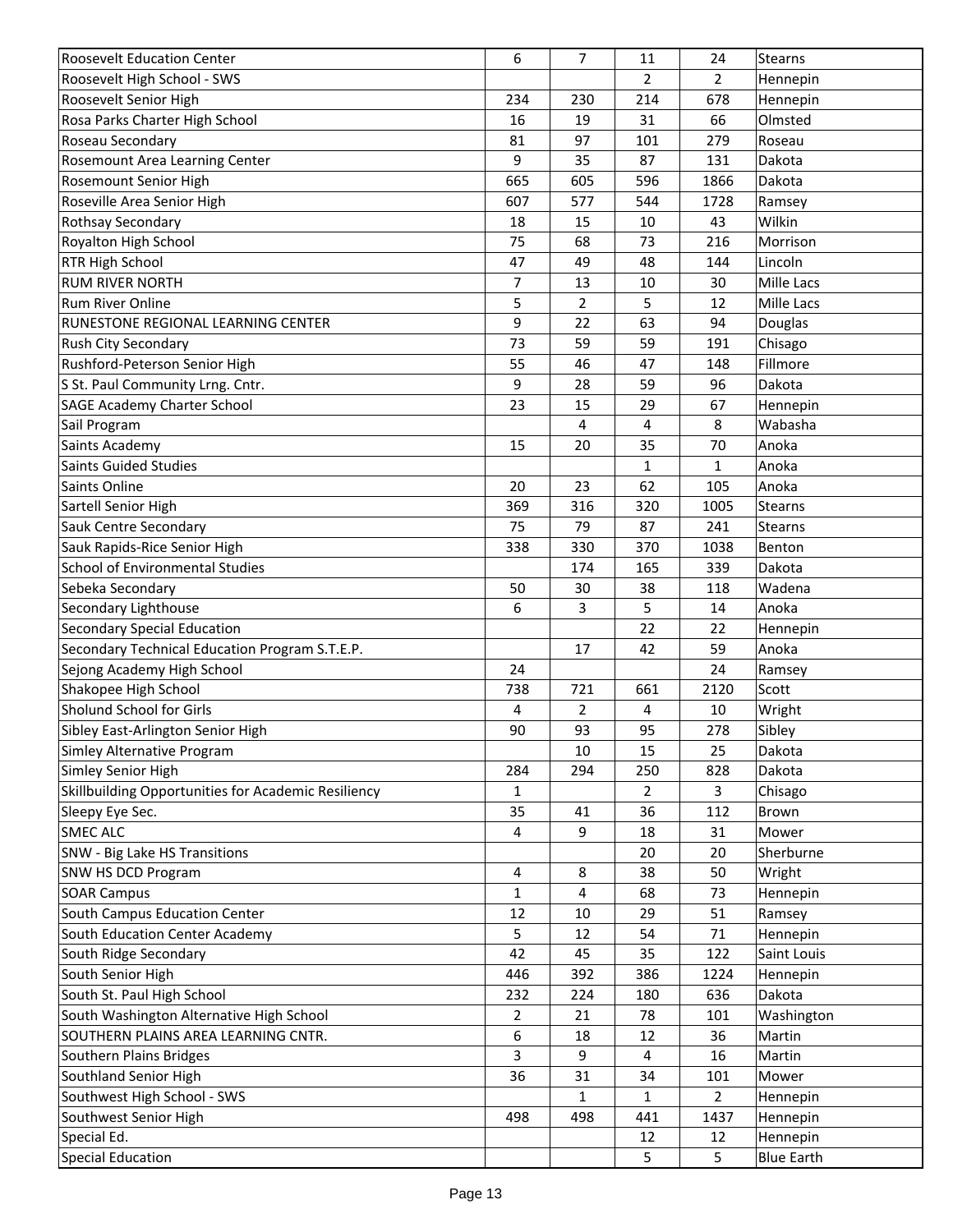| | | | | | |
|---|---|---|---|---|---|
| Roosevelt Education Center | 6 | 7 | 11 | 24 | Stearns |
| Roosevelt High School - SWS | | | 2 | 2 | Hennepin |
| Roosevelt Senior High | 234 | 230 | 214 | 678 | Hennepin |
| Rosa Parks Charter High School | 16 | 19 | 31 | 66 | Olmsted |
| Roseau Secondary | 81 | 97 | 101 | 279 | Roseau |
| Rosemount Area Learning Center | 9 | 35 | 87 | 131 | Dakota |
| Rosemount Senior High | 665 | 605 | 596 | 1866 | Dakota |
| Roseville Area Senior High | 607 | 577 | 544 | 1728 | Ramsey |
| Rothsay Secondary | 18 | 15 | 10 | 43 | Wilkin |
| Royalton High School | 75 | 68 | 73 | 216 | Morrison |
| RTR High School | 47 | 49 | 48 | 144 | Lincoln |
| RUM RIVER NORTH | 7 | 13 | 10 | 30 | Mille Lacs |
| Rum River Online | 5 | 2 | 5 | 12 | Mille Lacs |
| RUNESTONE REGIONAL LEARNING CENTER | 9 | 22 | 63 | 94 | Douglas |
| Rush City Secondary | 73 | 59 | 59 | 191 | Chisago |
| Rushford-Peterson Senior High | 55 | 46 | 47 | 148 | Fillmore |
| S St. Paul Community Lrng. Cntr. | 9 | 28 | 59 | 96 | Dakota |
| SAGE Academy Charter School | 23 | 15 | 29 | 67 | Hennepin |
| Sail Program | | 4 | 4 | 8 | Wabasha |
| Saints Academy | 15 | 20 | 35 | 70 | Anoka |
| Saints Guided Studies | | | 1 | 1 | Anoka |
| Saints Online | 20 | 23 | 62 | 105 | Anoka |
| Sartell Senior High | 369 | 316 | 320 | 1005 | Stearns |
| Sauk Centre Secondary | 75 | 79 | 87 | 241 | Stearns |
| Sauk Rapids-Rice Senior High | 338 | 330 | 370 | 1038 | Benton |
| School of Environmental Studies | | 174 | 165 | 339 | Dakota |
| Sebeka Secondary | 50 | 30 | 38 | 118 | Wadena |
| Secondary Lighthouse | 6 | 3 | 5 | 14 | Anoka |
| Secondary Special Education | | | 22 | 22 | Hennepin |
| Secondary Technical Education Program S.T.E.P. | | 17 | 42 | 59 | Anoka |
| Sejong Academy High School | 24 | | | 24 | Ramsey |
| Shakopee High School | 738 | 721 | 661 | 2120 | Scott |
| Sholund School for Girls | 4 | 2 | 4 | 10 | Wright |
| Sibley East-Arlington Senior High | 90 | 93 | 95 | 278 | Sibley |
| Simley Alternative Program | | 10 | 15 | 25 | Dakota |
| Simley Senior High | 284 | 294 | 250 | 828 | Dakota |
| Skillbuilding Opportunities for Academic Resiliency | 1 | | 2 | 3 | Chisago |
| Sleepy Eye Sec. | 35 | 41 | 36 | 112 | Brown |
| SMEC ALC | 4 | 9 | 18 | 31 | Mower |
| SNW - Big Lake HS Transitions | | | 20 | 20 | Sherburne |
| SNW HS DCD Program | 4 | 8 | 38 | 50 | Wright |
| SOAR Campus | 1 | 4 | 68 | 73 | Hennepin |
| South Campus Education Center | 12 | 10 | 29 | 51 | Ramsey |
| South Education Center Academy | 5 | 12 | 54 | 71 | Hennepin |
| South Ridge Secondary | 42 | 45 | 35 | 122 | Saint Louis |
| South Senior High | 446 | 392 | 386 | 1224 | Hennepin |
| South St. Paul High School | 232 | 224 | 180 | 636 | Dakota |
| South Washington Alternative High School | 2 | 21 | 78 | 101 | Washington |
| SOUTHERN PLAINS AREA LEARNING CNTR. | 6 | 18 | 12 | 36 | Martin |
| Southern Plains Bridges | 3 | 9 | 4 | 16 | Martin |
| Southland Senior High | 36 | 31 | 34 | 101 | Mower |
| Southwest High School - SWS | | 1 | 1 | 2 | Hennepin |
| Southwest Senior High | 498 | 498 | 441 | 1437 | Hennepin |
| Special Ed. | | | 12 | 12 | Hennepin |
| Special Education | | | 5 | 5 | Blue Earth |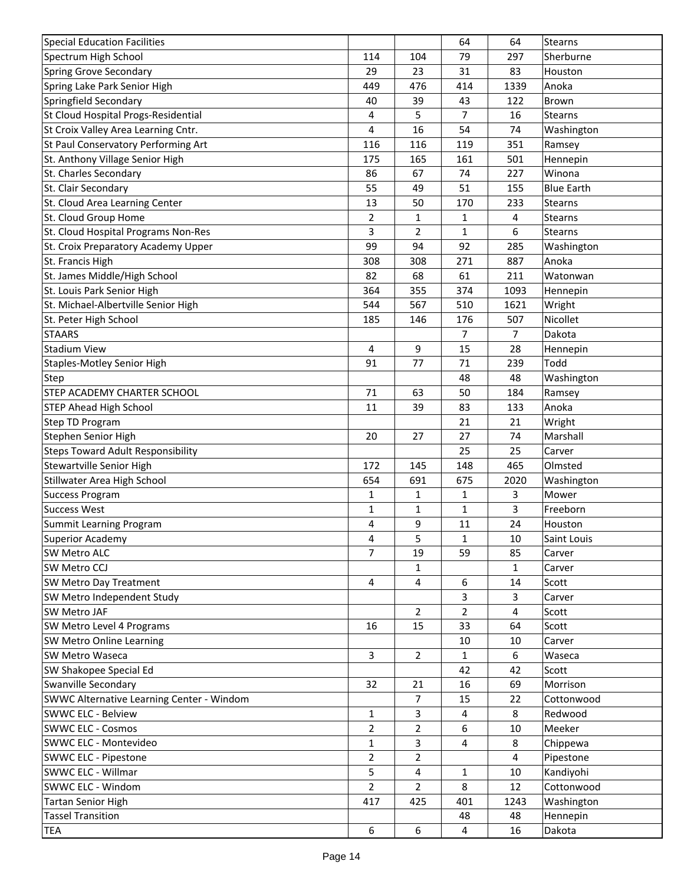| | | | | | |
|---|---|---|---|---|---|
| Special Education Facilities | | | 64 | 64 | Stearns |
| Spectrum High School | 114 | 104 | 79 | 297 | Sherburne |
| Spring Grove Secondary | 29 | 23 | 31 | 83 | Houston |
| Spring Lake Park Senior High | 449 | 476 | 414 | 1339 | Anoka |
| Springfield Secondary | 40 | 39 | 43 | 122 | Brown |
| St Cloud Hospital Progs-Residential | 4 | 5 | 7 | 16 | Stearns |
| St Croix Valley Area Learning Cntr. | 4 | 16 | 54 | 74 | Washington |
| St Paul Conservatory Performing Art | 116 | 116 | 119 | 351 | Ramsey |
| St. Anthony Village Senior High | 175 | 165 | 161 | 501 | Hennepin |
| St. Charles Secondary | 86 | 67 | 74 | 227 | Winona |
| St. Clair Secondary | 55 | 49 | 51 | 155 | Blue Earth |
| St. Cloud Area Learning Center | 13 | 50 | 170 | 233 | Stearns |
| St. Cloud Group Home | 2 | 1 | 1 | 4 | Stearns |
| St. Cloud Hospital Programs Non-Res | 3 | 2 | 1 | 6 | Stearns |
| St. Croix Preparatory Academy Upper | 99 | 94 | 92 | 285 | Washington |
| St. Francis High | 308 | 308 | 271 | 887 | Anoka |
| St. James Middle/High School | 82 | 68 | 61 | 211 | Watonwan |
| St. Louis Park Senior High | 364 | 355 | 374 | 1093 | Hennepin |
| St. Michael-Albertville Senior High | 544 | 567 | 510 | 1621 | Wright |
| St. Peter High School | 185 | 146 | 176 | 507 | Nicollet |
| STAARS | | | 7 | 7 | Dakota |
| Stadium View | 4 | 9 | 15 | 28 | Hennepin |
| Staples-Motley Senior High | 91 | 77 | 71 | 239 | Todd |
| Step | | | 48 | 48 | Washington |
| STEP ACADEMY CHARTER SCHOOL | 71 | 63 | 50 | 184 | Ramsey |
| STEP Ahead High School | 11 | 39 | 83 | 133 | Anoka |
| Step TD Program | | | 21 | 21 | Wright |
| Stephen Senior High | 20 | 27 | 27 | 74 | Marshall |
| Steps Toward Adult Responsibility | | | 25 | 25 | Carver |
| Stewartville Senior High | 172 | 145 | 148 | 465 | Olmsted |
| Stillwater Area High School | 654 | 691 | 675 | 2020 | Washington |
| Success Program | 1 | 1 | 1 | 3 | Mower |
| Success West | 1 | 1 | 1 | 3 | Freeborn |
| Summit Learning Program | 4 | 9 | 11 | 24 | Houston |
| Superior Academy | 4 | 5 | 1 | 10 | Saint Louis |
| SW Metro ALC | 7 | 19 | 59 | 85 | Carver |
| SW Metro CCJ | | 1 | | 1 | Carver |
| SW Metro Day Treatment | 4 | 4 | 6 | 14 | Scott |
| SW Metro Independent Study | | | 3 | 3 | Carver |
| SW Metro JAF | | 2 | 2 | 4 | Scott |
| SW Metro Level 4 Programs | 16 | 15 | 33 | 64 | Scott |
| SW Metro Online Learning | | | 10 | 10 | Carver |
| SW Metro Waseca | 3 | 2 | 1 | 6 | Waseca |
| SW Shakopee Special Ed | | | 42 | 42 | Scott |
| Swanville Secondary | 32 | 21 | 16 | 69 | Morrison |
| SWWC Alternative Learning Center - Windom | | 7 | 15 | 22 | Cottonwood |
| SWWC ELC - Belview | 1 | 3 | 4 | 8 | Redwood |
| SWWC ELC - Cosmos | 2 | 2 | 6 | 10 | Meeker |
| SWWC ELC - Montevideo | 1 | 3 | 4 | 8 | Chippewa |
| SWWC ELC - Pipestone | 2 | 2 | | 4 | Pipestone |
| SWWC ELC - Willmar | 5 | 4 | 1 | 10 | Kandiyohi |
| SWWC ELC - Windom | 2 | 2 | 8 | 12 | Cottonwood |
| Tartan Senior High | 417 | 425 | 401 | 1243 | Washington |
| Tassel Transition | | | 48 | 48 | Hennepin |
| TEA | 6 | 6 | 4 | 16 | Dakota |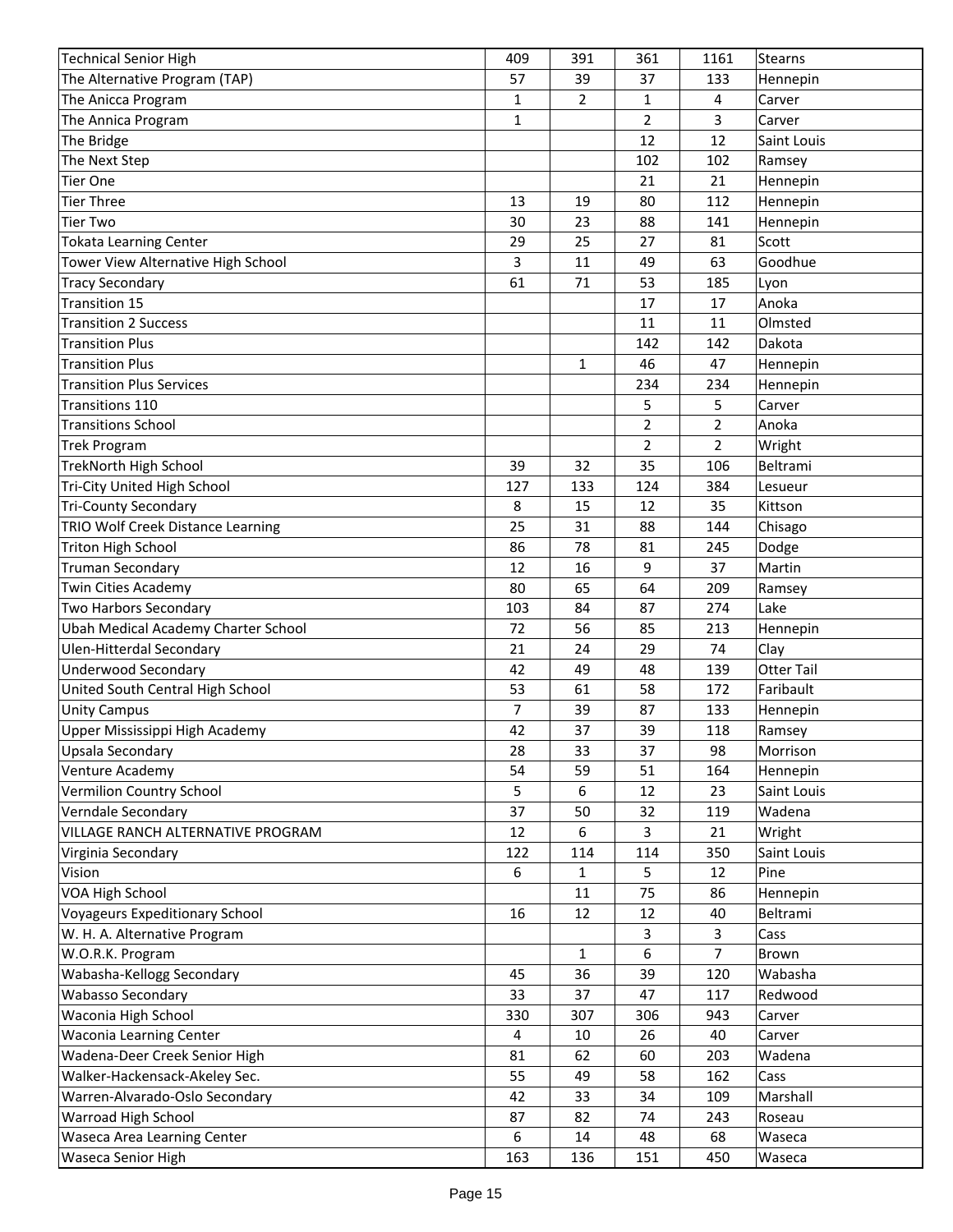| | | | | | |
|---|---|---|---|---|---|
| Technical Senior High | 409 | 391 | 361 | 1161 | Stearns |
| The Alternative Program (TAP) | 57 | 39 | 37 | 133 | Hennepin |
| The Anicca Program | 1 | 2 | 1 | 4 | Carver |
| The Annica Program | 1 | | 2 | 3 | Carver |
| The Bridge | | | 12 | 12 | Saint Louis |
| The Next Step | | | 102 | 102 | Ramsey |
| Tier One | | | 21 | 21 | Hennepin |
| Tier Three | 13 | 19 | 80 | 112 | Hennepin |
| Tier Two | 30 | 23 | 88 | 141 | Hennepin |
| Tokata Learning Center | 29 | 25 | 27 | 81 | Scott |
| Tower View Alternative High School | 3 | 11 | 49 | 63 | Goodhue |
| Tracy Secondary | 61 | 71 | 53 | 185 | Lyon |
| Transition 15 | | | 17 | 17 | Anoka |
| Transition 2 Success | | | 11 | 11 | Olmsted |
| Transition Plus | | | 142 | 142 | Dakota |
| Transition Plus | | 1 | 46 | 47 | Hennepin |
| Transition Plus Services | | | 234 | 234 | Hennepin |
| Transitions 110 | | | 5 | 5 | Carver |
| Transitions School | | | 2 | 2 | Anoka |
| Trek Program | | | 2 | 2 | Wright |
| TrekNorth High School | 39 | 32 | 35 | 106 | Beltrami |
| Tri-City United High School | 127 | 133 | 124 | 384 | Lesueur |
| Tri-County Secondary | 8 | 15 | 12 | 35 | Kittson |
| TRIO Wolf Creek Distance Learning | 25 | 31 | 88 | 144 | Chisago |
| Triton High School | 86 | 78 | 81 | 245 | Dodge |
| Truman Secondary | 12 | 16 | 9 | 37 | Martin |
| Twin Cities Academy | 80 | 65 | 64 | 209 | Ramsey |
| Two Harbors Secondary | 103 | 84 | 87 | 274 | Lake |
| Ubah Medical Academy Charter School | 72 | 56 | 85 | 213 | Hennepin |
| Ulen-Hitterdal Secondary | 21 | 24 | 29 | 74 | Clay |
| Underwood Secondary | 42 | 49 | 48 | 139 | Otter Tail |
| United South Central High School | 53 | 61 | 58 | 172 | Faribault |
| Unity Campus | 7 | 39 | 87 | 133 | Hennepin |
| Upper Mississippi High Academy | 42 | 37 | 39 | 118 | Ramsey |
| Upsala Secondary | 28 | 33 | 37 | 98 | Morrison |
| Venture Academy | 54 | 59 | 51 | 164 | Hennepin |
| Vermilion Country School | 5 | 6 | 12 | 23 | Saint Louis |
| Verndale Secondary | 37 | 50 | 32 | 119 | Wadena |
| VILLAGE RANCH ALTERNATIVE PROGRAM | 12 | 6 | 3 | 21 | Wright |
| Virginia Secondary | 122 | 114 | 114 | 350 | Saint Louis |
| Vision | 6 | 1 | 5 | 12 | Pine |
| VOA High School | | 11 | 75 | 86 | Hennepin |
| Voyageurs Expeditionary School | 16 | 12 | 12 | 40 | Beltrami |
| W. H. A. Alternative Program | | | 3 | 3 | Cass |
| W.O.R.K. Program | | 1 | 6 | 7 | Brown |
| Wabasha-Kellogg Secondary | 45 | 36 | 39 | 120 | Wabasha |
| Wabasso Secondary | 33 | 37 | 47 | 117 | Redwood |
| Waconia High School | 330 | 307 | 306 | 943 | Carver |
| Waconia Learning Center | 4 | 10 | 26 | 40 | Carver |
| Wadena-Deer Creek Senior High | 81 | 62 | 60 | 203 | Wadena |
| Walker-Hackensack-Akeley Sec. | 55 | 49 | 58 | 162 | Cass |
| Warren-Alvarado-Oslo Secondary | 42 | 33 | 34 | 109 | Marshall |
| Warroad High School | 87 | 82 | 74 | 243 | Roseau |
| Waseca Area Learning Center | 6 | 14 | 48 | 68 | Waseca |
| Waseca Senior High | 163 | 136 | 151 | 450 | Waseca |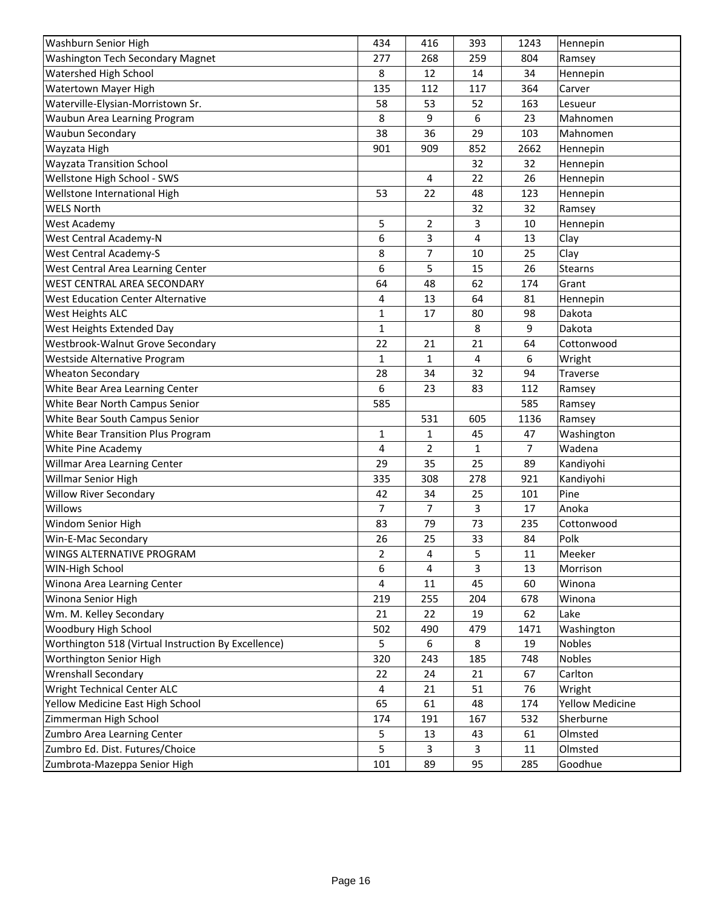| | | | | | |
|---|---|---|---|---|---|
| Washburn Senior High | 434 | 416 | 393 | 1243 | Hennepin |
| Washington Tech Secondary Magnet | 277 | 268 | 259 | 804 | Ramsey |
| Watershed High School | 8 | 12 | 14 | 34 | Hennepin |
| Watertown Mayer High | 135 | 112 | 117 | 364 | Carver |
| Waterville-Elysian-Morristown Sr. | 58 | 53 | 52 | 163 | Lesueur |
| Waubun Area Learning Program | 8 | 9 | 6 | 23 | Mahnomen |
| Waubun Secondary | 38 | 36 | 29 | 103 | Mahnomen |
| Wayzata High | 901 | 909 | 852 | 2662 | Hennepin |
| Wayzata Transition School | | | 32 | 32 | Hennepin |
| Wellstone High School - SWS | | 4 | 22 | 26 | Hennepin |
| Wellstone International High | 53 | 22 | 48 | 123 | Hennepin |
| WELS North | | | 32 | 32 | Ramsey |
| West Academy | 5 | 2 | 3 | 10 | Hennepin |
| West Central Academy-N | 6 | 3 | 4 | 13 | Clay |
| West Central Academy-S | 8 | 7 | 10 | 25 | Clay |
| West Central Area Learning Center | 6 | 5 | 15 | 26 | Stearns |
| WEST CENTRAL AREA SECONDARY | 64 | 48 | 62 | 174 | Grant |
| West Education Center Alternative | 4 | 13 | 64 | 81 | Hennepin |
| West Heights ALC | 1 | 17 | 80 | 98 | Dakota |
| West Heights Extended Day | 1 | | 8 | 9 | Dakota |
| Westbrook-Walnut Grove Secondary | 22 | 21 | 21 | 64 | Cottonwood |
| Westside Alternative Program | 1 | 1 | 4 | 6 | Wright |
| Wheaton Secondary | 28 | 34 | 32 | 94 | Traverse |
| White Bear Area Learning Center | 6 | 23 | 83 | 112 | Ramsey |
| White Bear North Campus Senior | 585 | | | 585 | Ramsey |
| White Bear South Campus Senior | | 531 | 605 | 1136 | Ramsey |
| White Bear Transition Plus Program | 1 | 1 | 45 | 47 | Washington |
| White Pine Academy | 4 | 2 | 1 | 7 | Wadena |
| Willmar Area Learning Center | 29 | 35 | 25 | 89 | Kandiyohi |
| Willmar Senior High | 335 | 308 | 278 | 921 | Kandiyohi |
| Willow River Secondary | 42 | 34 | 25 | 101 | Pine |
| Willows | 7 | 7 | 3 | 17 | Anoka |
| Windom Senior High | 83 | 79 | 73 | 235 | Cottonwood |
| Win-E-Mac Secondary | 26 | 25 | 33 | 84 | Polk |
| WINGS ALTERNATIVE PROGRAM | 2 | 4 | 5 | 11 | Meeker |
| WIN-High School | 6 | 4 | 3 | 13 | Morrison |
| Winona Area Learning Center | 4 | 11 | 45 | 60 | Winona |
| Winona Senior High | 219 | 255 | 204 | 678 | Winona |
| Wm. M. Kelley Secondary | 21 | 22 | 19 | 62 | Lake |
| Woodbury High School | 502 | 490 | 479 | 1471 | Washington |
| Worthington 518 (Virtual Instruction By Excellence) | 5 | 6 | 8 | 19 | Nobles |
| Worthington Senior High | 320 | 243 | 185 | 748 | Nobles |
| Wrenshall Secondary | 22 | 24 | 21 | 67 | Carlton |
| Wright Technical Center ALC | 4 | 21 | 51 | 76 | Wright |
| Yellow Medicine East High School | 65 | 61 | 48 | 174 | Yellow Medicine |
| Zimmerman High School | 174 | 191 | 167 | 532 | Sherburne |
| Zumbro Area Learning Center | 5 | 13 | 43 | 61 | Olmsted |
| Zumbro Ed. Dist. Futures/Choice | 5 | 3 | 3 | 11 | Olmsted |
| Zumbrota-Mazeppa Senior High | 101 | 89 | 95 | 285 | Goodhue |